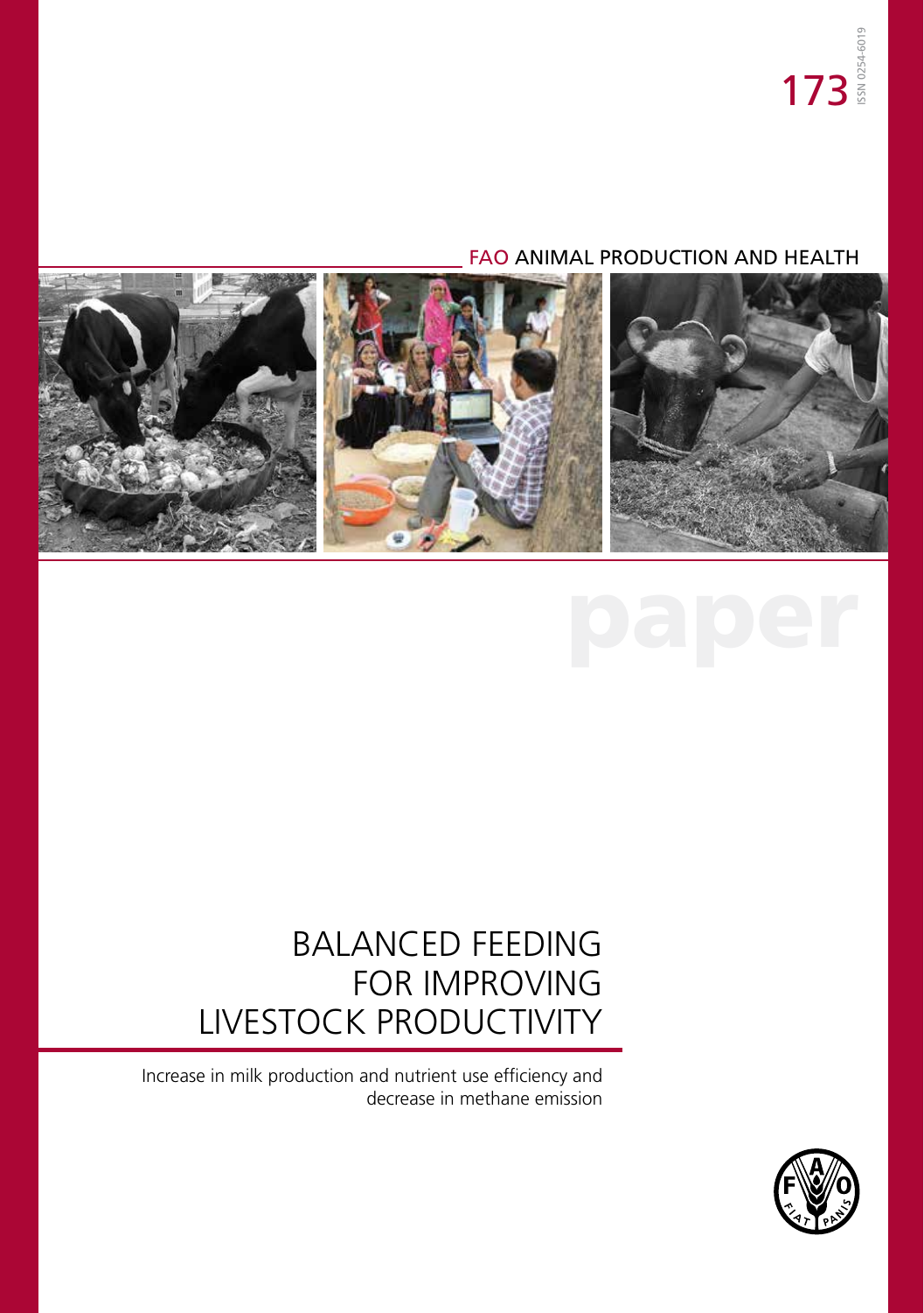173

ISSN 0254-6019

FAO ANIMAL PRODUCTION AND HEALTH

paper

# BALANCED FEEDING FOR IMPROVING LIVESTOCK PRODUCTIVITY

Increase in milk production and nutrient use efficiency and decrease in methane emission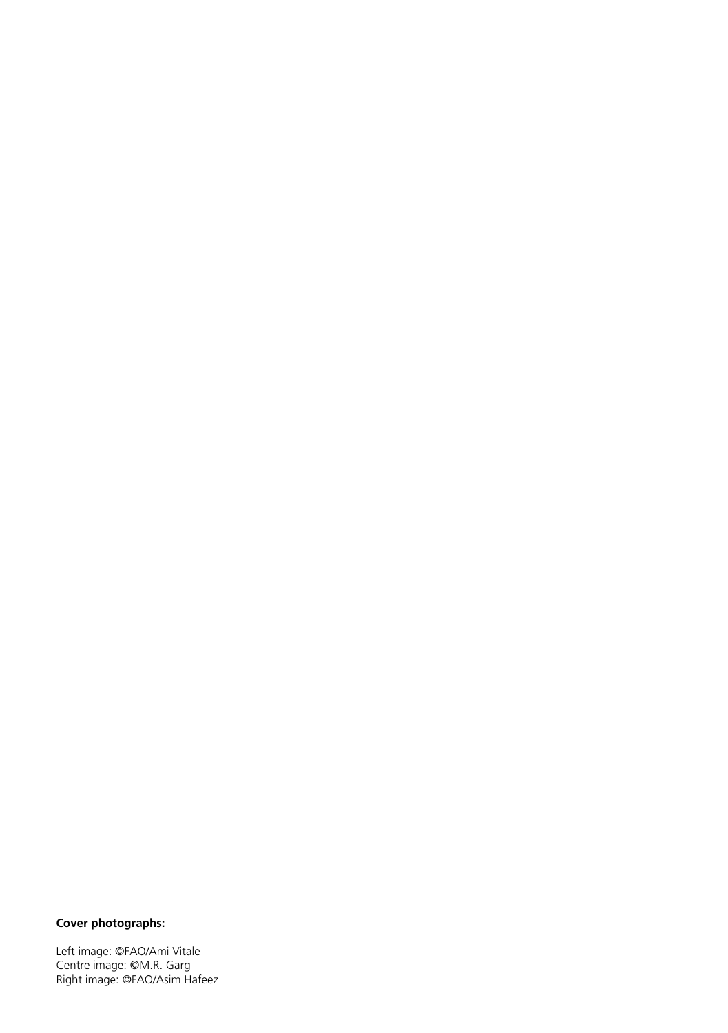**Cover photographs:**

Left image: ©FAO/Ami Vitale
Centre image: ©M.R. Garg
Right image: ©FAO/Asim Hafeez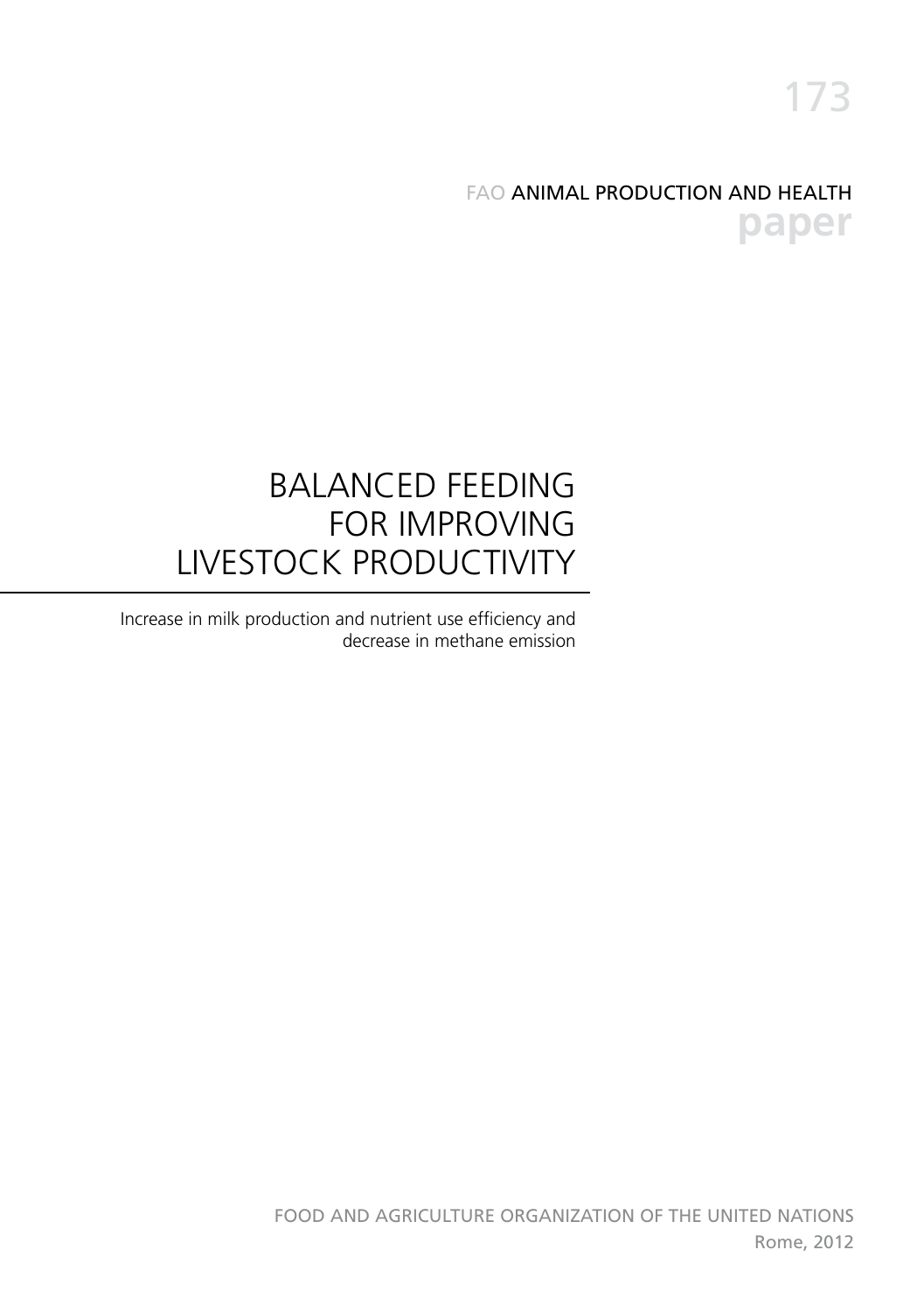173

FAO ANIMAL PRODUCTION AND HEALTH

**paper**

# BALANCED FEEDING FOR IMPROVING LIVESTOCK PRODUCTIVITY

Increase in milk production and nutrient use efficiency and decrease in methane emission

FOOD AND AGRICULTURE ORGANIZATION OF THE UNITED NATIONS

Rome, 2012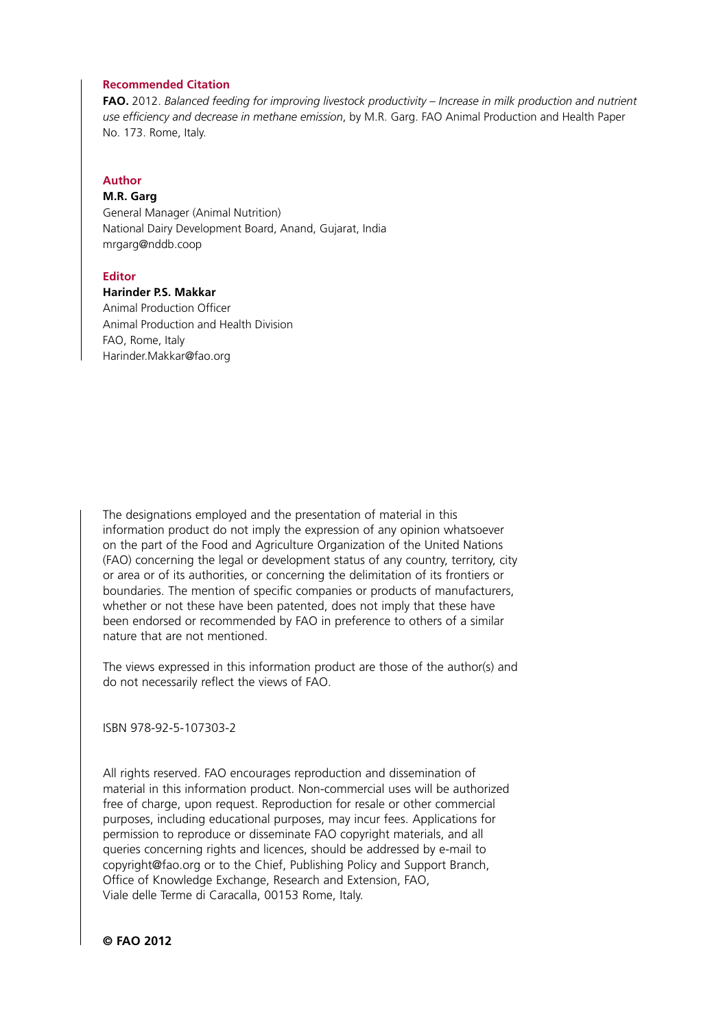**Recommended Citation**

**FAO.** 2012. *Balanced feeding for improving livestock productivity – Increase in milk production and nutrient use efficiency and decrease in methane emission*, by M.R. Garg. FAO Animal Production and Health Paper No. 173. Rome, Italy.

**Author**

**M.R. Garg**
General Manager (Animal Nutrition)
National Dairy Development Board, Anand, Gujarat, India
mrgarg@nddb.coop

**Editor**

**Harinder P.S. Makkar**
Animal Production Officer
Animal Production and Health Division
FAO, Rome, Italy
Harinder.Makkar@fao.org

The designations employed and the presentation of material in this information product do not imply the expression of any opinion whatsoever on the part of the Food and Agriculture Organization of the United Nations (FAO) concerning the legal or development status of any country, territory, city or area or of its authorities, or concerning the delimitation of its frontiers or boundaries. The mention of specific companies or products of manufacturers, whether or not these have been patented, does not imply that these have been endorsed or recommended by FAO in preference to others of a similar nature that are not mentioned.

The views expressed in this information product are those of the author(s) and do not necessarily reflect the views of FAO.

ISBN 978-92-5-107303-2

All rights reserved. FAO encourages reproduction and dissemination of material in this information product. Non-commercial uses will be authorized free of charge, upon request. Reproduction for resale or other commercial purposes, including educational purposes, may incur fees. Applications for permission to reproduce or disseminate FAO copyright materials, and all queries concerning rights and licences, should be addressed by e-mail to copyright@fao.org or to the Chief, Publishing Policy and Support Branch, Office of Knowledge Exchange, Research and Extension, FAO, Viale delle Terme di Caracalla, 00153 Rome, Italy.

**© FAO 2012**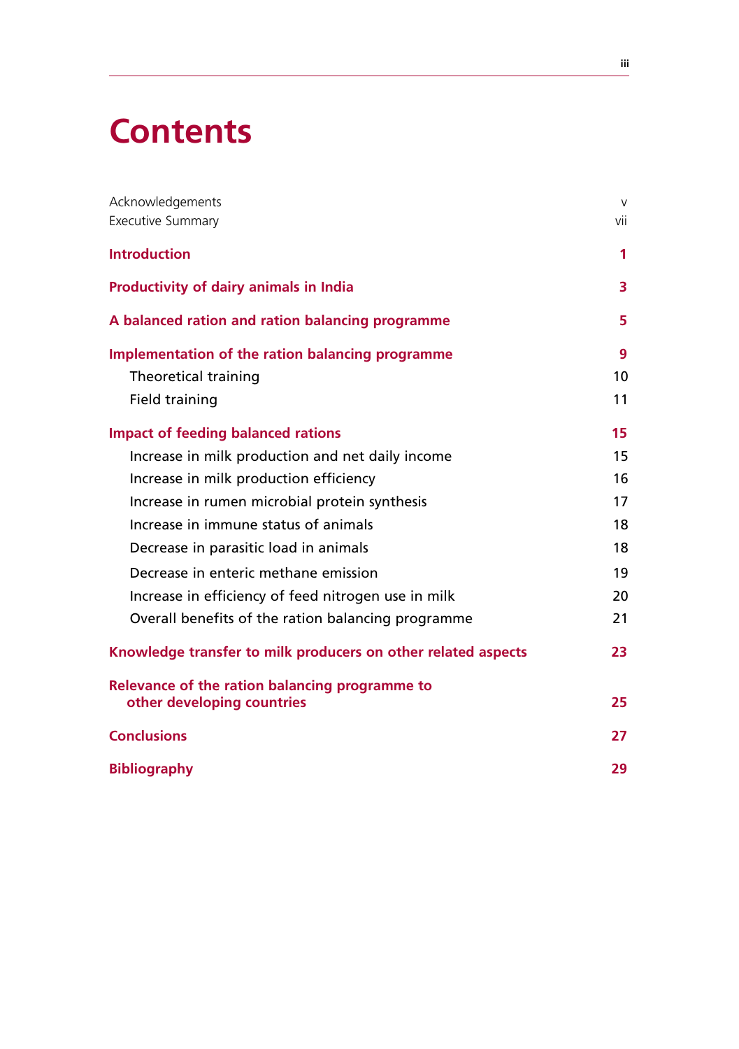# Contents

| | |
|---|---|
| Acknowledgements | v |
| Executive Summary | vii |
| **Introduction** | **1** |
| **Productivity of dairy animals in India** | **3** |
| **A balanced ration and ration balancing programme** | **5** |
| **Implementation of the ration balancing programme** | **9** |
| Theoretical training | 10 |
| Field training | 11 |
| **Impact of feeding balanced rations** | **15** |
| Increase in milk production and net daily income | 15 |
| Increase in milk production efficiency | 16 |
| Increase in rumen microbial protein synthesis | 17 |
| Increase in immune status of animals | 18 |
| Decrease in parasitic load in animals | 18 |
| Decrease in enteric methane emission | 19 |
| Increase in efficiency of feed nitrogen use in milk | 20 |
| Overall benefits of the ration balancing programme | 21 |
| **Knowledge transfer to milk producers on other related aspects** | **23** |
| **Relevance of the ration balancing programme to other developing countries** | **25** |
| **Conclusions** | **27** |
| **Bibliography** | **29** |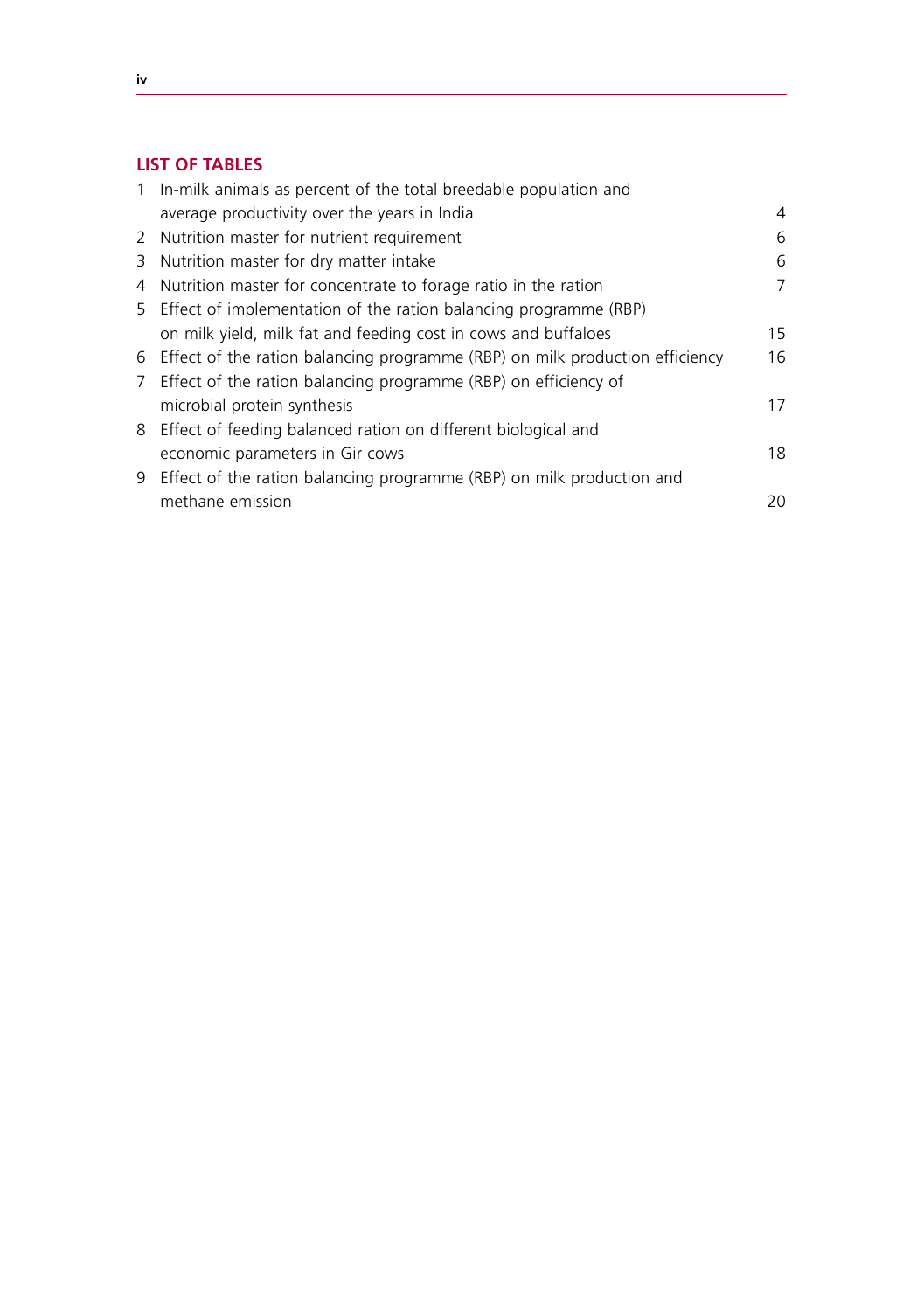## LIST OF TABLES

| | | |
|---|---|---|
| 1 | In-milk animals as percent of the total breedable population and average productivity over the years in India | 4 |
| 2 | Nutrition master for nutrient requirement | 6 |
| 3 | Nutrition master for dry matter intake | 6 |
| 4 | Nutrition master for concentrate to forage ratio in the ration | 7 |
| 5 | Effect of implementation of the ration balancing programme (RBP) on milk yield, milk fat and feeding cost in cows and buffaloes | 15 |
| 6 | Effect of the ration balancing programme (RBP) on milk production efficiency | 16 |
| 7 | Effect of the ration balancing programme (RBP) on efficiency of microbial protein synthesis | 17 |
| 8 | Effect of feeding balanced ration on different biological and economic parameters in Gir cows | 18 |
| 9 | Effect of the ration balancing programme (RBP) on milk production and methane emission | 20 |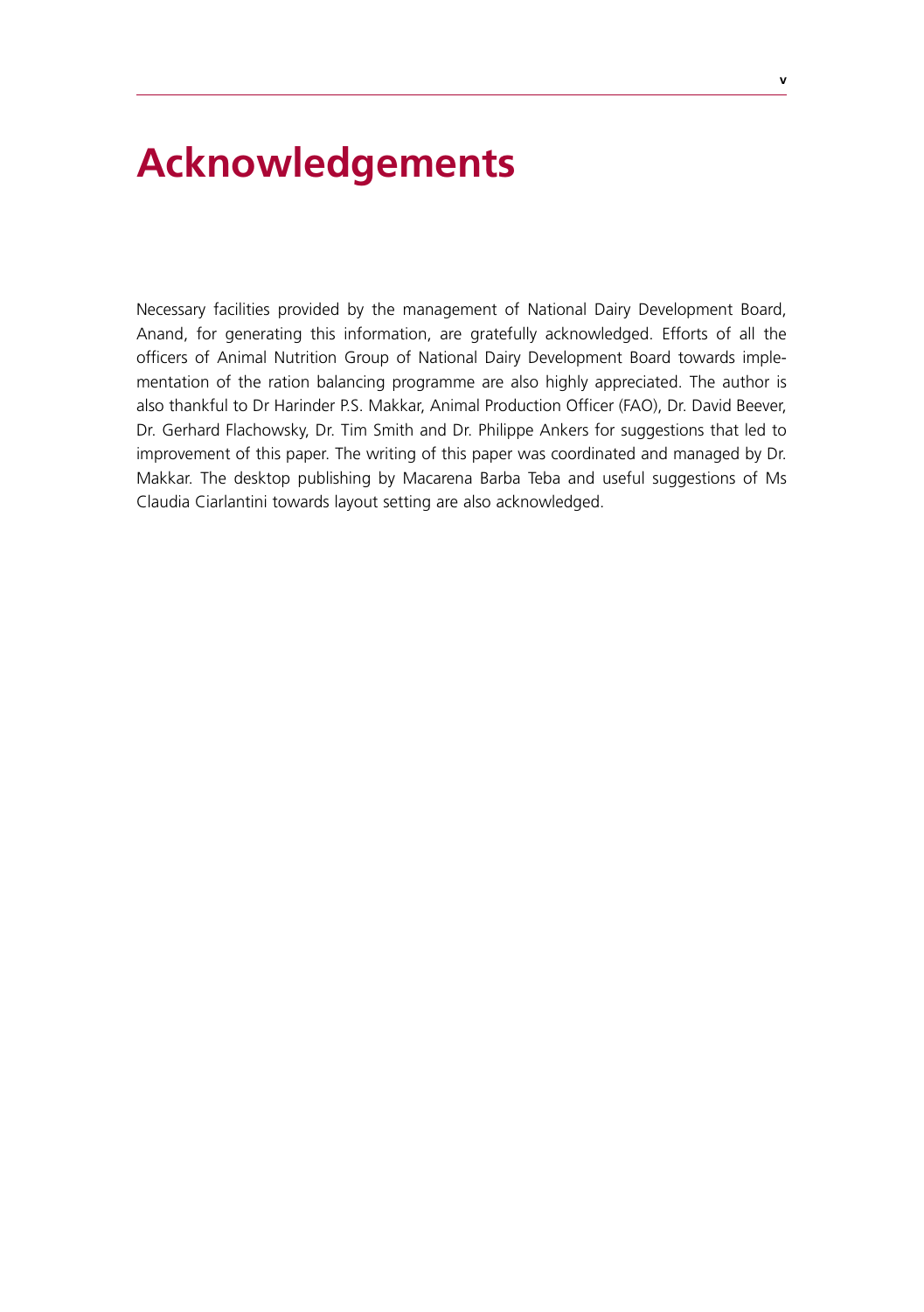# Acknowledgements

Necessary facilities provided by the management of National Dairy Development Board, Anand, for generating this information, are gratefully acknowledged. Efforts of all the officers of Animal Nutrition Group of National Dairy Development Board towards implementation of the ration balancing programme are also highly appreciated. The author is also thankful to Dr Harinder P.S. Makkar, Animal Production Officer (FAO), Dr. David Beever, Dr. Gerhard Flachowsky, Dr. Tim Smith and Dr. Philippe Ankers for suggestions that led to improvement of this paper. The writing of this paper was coordinated and managed by Dr. Makkar. The desktop publishing by Macarena Barba Teba and useful suggestions of Ms Claudia Ciarlantini towards layout setting are also acknowledged.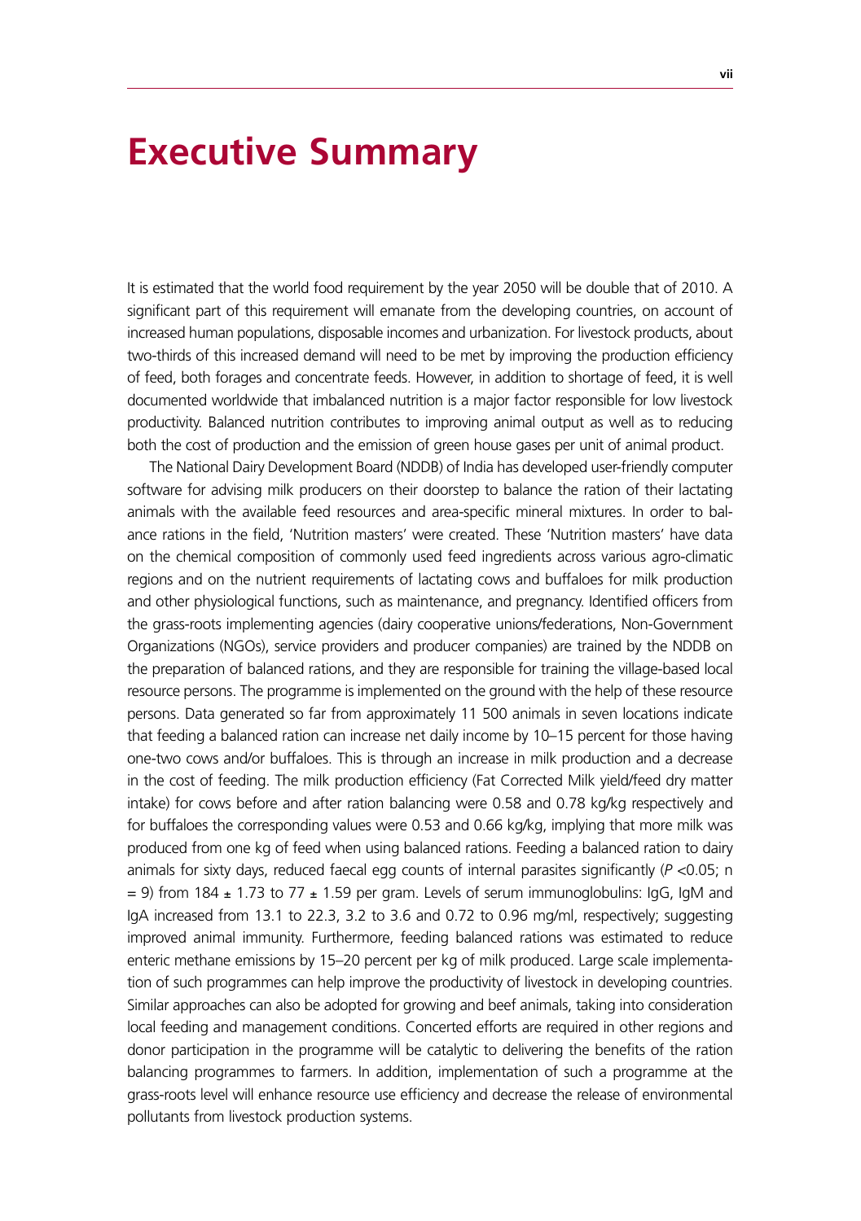# Executive Summary

It is estimated that the world food requirement by the year 2050 will be double that of 2010. A significant part of this requirement will emanate from the developing countries, on account of increased human populations, disposable incomes and urbanization. For livestock products, about two-thirds of this increased demand will need to be met by improving the production efficiency of feed, both forages and concentrate feeds. However, in addition to shortage of feed, it is well documented worldwide that imbalanced nutrition is a major factor responsible for low livestock productivity. Balanced nutrition contributes to improving animal output as well as to reducing both the cost of production and the emission of green house gases per unit of animal product.

The National Dairy Development Board (NDDB) of India has developed user-friendly computer software for advising milk producers on their doorstep to balance the ration of their lactating animals with the available feed resources and area-specific mineral mixtures. In order to balance rations in the field, 'Nutrition masters' were created. These 'Nutrition masters' have data on the chemical composition of commonly used feed ingredients across various agro-climatic regions and on the nutrient requirements of lactating cows and buffaloes for milk production and other physiological functions, such as maintenance, and pregnancy. Identified officers from the grass-roots implementing agencies (dairy cooperative unions/federations, Non-Government Organizations (NGOs), service providers and producer companies) are trained by the NDDB on the preparation of balanced rations, and they are responsible for training the village-based local resource persons. The programme is implemented on the ground with the help of these resource persons. Data generated so far from approximately 11 500 animals in seven locations indicate that feeding a balanced ration can increase net daily income by 10–15 percent for those having one-two cows and/or buffaloes. This is through an increase in milk production and a decrease in the cost of feeding. The milk production efficiency (Fat Corrected Milk yield/feed dry matter intake) for cows before and after ration balancing were 0.58 and 0.78 kg/kg respectively and for buffaloes the corresponding values were 0.53 and 0.66 kg/kg, implying that more milk was produced from one kg of feed when using balanced rations. Feeding a balanced ration to dairy animals for sixty days, reduced faecal egg counts of internal parasites significantly ($P < 0.05$; $n = 9$) from $184 \pm 1.73$ to $77 \pm 1.59$ per gram. Levels of serum immunoglobulins: IgG, IgM and IgA increased from 13.1 to 22.3, 3.2 to 3.6 and 0.72 to 0.96 mg/ml, respectively; suggesting improved animal immunity. Furthermore, feeding balanced rations was estimated to reduce enteric methane emissions by 15–20 percent per kg of milk produced. Large scale implementation of such programmes can help improve the productivity of livestock in developing countries. Similar approaches can also be adopted for growing and beef animals, taking into consideration local feeding and management conditions. Concerted efforts are required in other regions and donor participation in the programme will be catalytic to delivering the benefits of the ration balancing programmes to farmers. In addition, implementation of such a programme at the grass-roots level will enhance resource use efficiency and decrease the release of environmental pollutants from livestock production systems.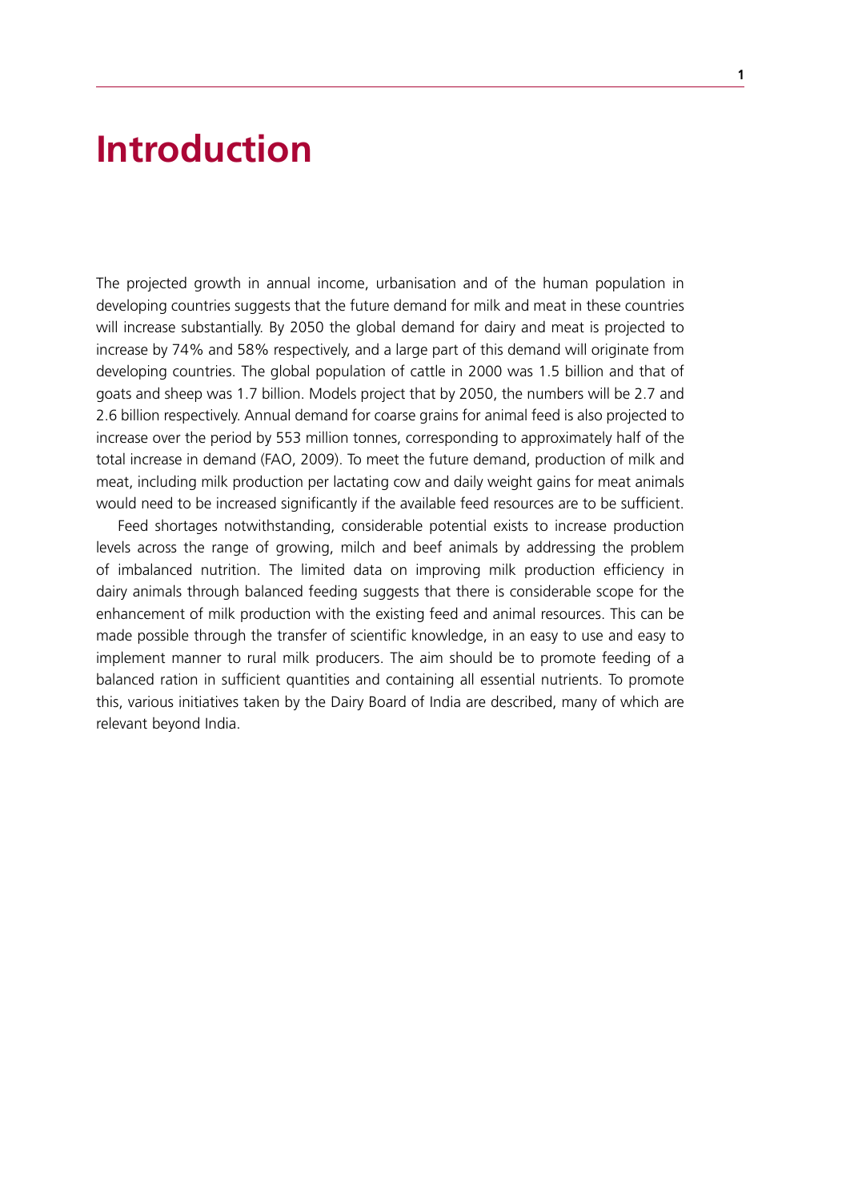# Introduction

The projected growth in annual income, urbanisation and of the human population in developing countries suggests that the future demand for milk and meat in these countries will increase substantially. By 2050 the global demand for dairy and meat is projected to increase by 74% and 58% respectively, and a large part of this demand will originate from developing countries. The global population of cattle in 2000 was 1.5 billion and that of goats and sheep was 1.7 billion. Models project that by 2050, the numbers will be 2.7 and 2.6 billion respectively. Annual demand for coarse grains for animal feed is also projected to increase over the period by 553 million tonnes, corresponding to approximately half of the total increase in demand (FAO, 2009). To meet the future demand, production of milk and meat, including milk production per lactating cow and daily weight gains for meat animals would need to be increased significantly if the available feed resources are to be sufficient.

Feed shortages notwithstanding, considerable potential exists to increase production levels across the range of growing, milch and beef animals by addressing the problem of imbalanced nutrition. The limited data on improving milk production efficiency in dairy animals through balanced feeding suggests that there is considerable scope for the enhancement of milk production with the existing feed and animal resources. This can be made possible through the transfer of scientific knowledge, in an easy to use and easy to implement manner to rural milk producers. The aim should be to promote feeding of a balanced ration in sufficient quantities and containing all essential nutrients. To promote this, various initiatives taken by the Dairy Board of India are described, many of which are relevant beyond India.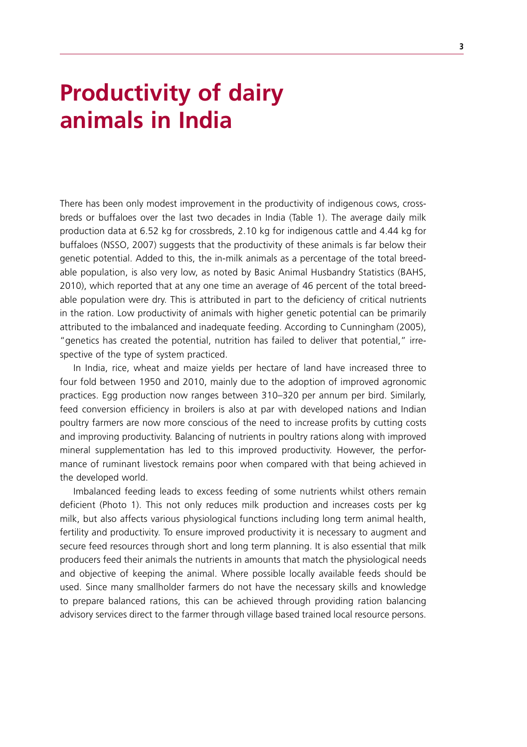# Productivity of dairy animals in India

There has been only modest improvement in the productivity of indigenous cows, crossbreds or buffaloes over the last two decades in India (Table 1). The average daily milk production data at 6.52 kg for crossbreds, 2.10 kg for indigenous cattle and 4.44 kg for buffaloes (NSSO, 2007) suggests that the productivity of these animals is far below their genetic potential. Added to this, the in-milk animals as a percentage of the total breedable population, is also very low, as noted by Basic Animal Husbandry Statistics (BAHS, 2010), which reported that at any one time an average of 46 percent of the total breedable population were dry. This is attributed in part to the deficiency of critical nutrients in the ration. Low productivity of animals with higher genetic potential can be primarily attributed to the imbalanced and inadequate feeding. According to Cunningham (2005), "genetics has created the potential, nutrition has failed to deliver that potential," irrespective of the type of system practiced.

In India, rice, wheat and maize yields per hectare of land have increased three to four fold between 1950 and 2010, mainly due to the adoption of improved agronomic practices. Egg production now ranges between 310–320 per annum per bird. Similarly, feed conversion efficiency in broilers is also at par with developed nations and Indian poultry farmers are now more conscious of the need to increase profits by cutting costs and improving productivity. Balancing of nutrients in poultry rations along with improved mineral supplementation has led to this improved productivity. However, the performance of ruminant livestock remains poor when compared with that being achieved in the developed world.

Imbalanced feeding leads to excess feeding of some nutrients whilst others remain deficient (Photo 1). This not only reduces milk production and increases costs per kg milk, but also affects various physiological functions including long term animal health, fertility and productivity. To ensure improved productivity it is necessary to augment and secure feed resources through short and long term planning. It is also essential that milk producers feed their animals the nutrients in amounts that match the physiological needs and objective of keeping the animal. Where possible locally available feeds should be used. Since many smallholder farmers do not have the necessary skills and knowledge to prepare balanced rations, this can be achieved through providing ration balancing advisory services direct to the farmer through village based trained local resource persons.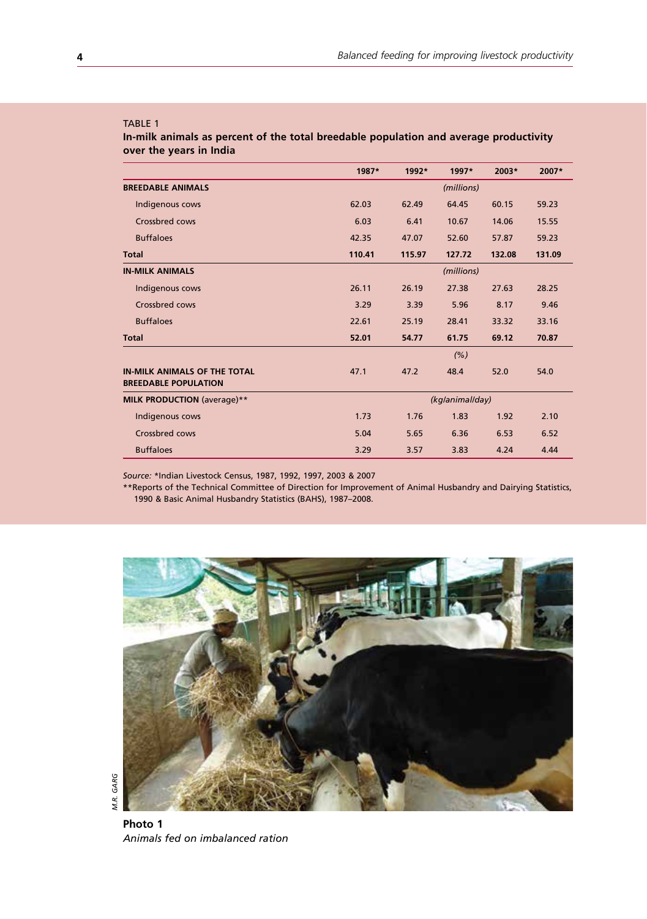TABLE 1

**In-milk animals as percent of the total breedable population and average productivity over the years in India**

| | 1987* | 1992* | 1997* | 2003* | 2007* |
|---|---|---|---|---|---|
| **BREEDABLE ANIMALS** | | | *(millions)* | | |
| Indigenous cows | 62.03 | 62.49 | 64.45 | 60.15 | 59.23 |
| Crossbred cows | 6.03 | 6.41 | 10.67 | 14.06 | 15.55 |
| Buffaloes | 42.35 | 47.07 | 52.60 | 57.87 | 59.23 |
| **Total** | **110.41** | **115.97** | **127.72** | **132.08** | **131.09** |
| **IN-MILK ANIMALS** | | | *(millions)* | | |
| Indigenous cows | 26.11 | 26.19 | 27.38 | 27.63 | 28.25 |
| Crossbred cows | 3.29 | 3.39 | 5.96 | 8.17 | 9.46 |
| Buffaloes | 22.61 | 25.19 | 28.41 | 33.32 | 33.16 |
| **Total** | **52.01** | **54.77** | **61.75** | **69.12** | **70.87** |
| | | | *(%)* | | |
| **IN-MILK ANIMALS OF THE TOTAL BREEDABLE POPULATION** | 47.1 | 47.2 | 48.4 | 52.0 | 54.0 |
| **MILK PRODUCTION** (average)** | | | *(kg/animal/day)* | | |
| Indigenous cows | 1.73 | 1.76 | 1.83 | 1.92 | 2.10 |
| Crossbred cows | 5.04 | 5.65 | 6.36 | 6.53 | 6.52 |
| Buffaloes | 3.29 | 3.57 | 3.83 | 4.24 | 4.44 |

*Source:* *Indian Livestock Census, 1987, 1992, 1997, 2003 & 2007

**Reports of the Technical Committee of Direction for Improvement of Animal Husbandry and Dairying Statistics, 1990 & Basic Animal Husbandry Statistics (BAHS), 1987–2008.

M.R. GARG

**Photo 1**
*Animals fed on imbalanced ration*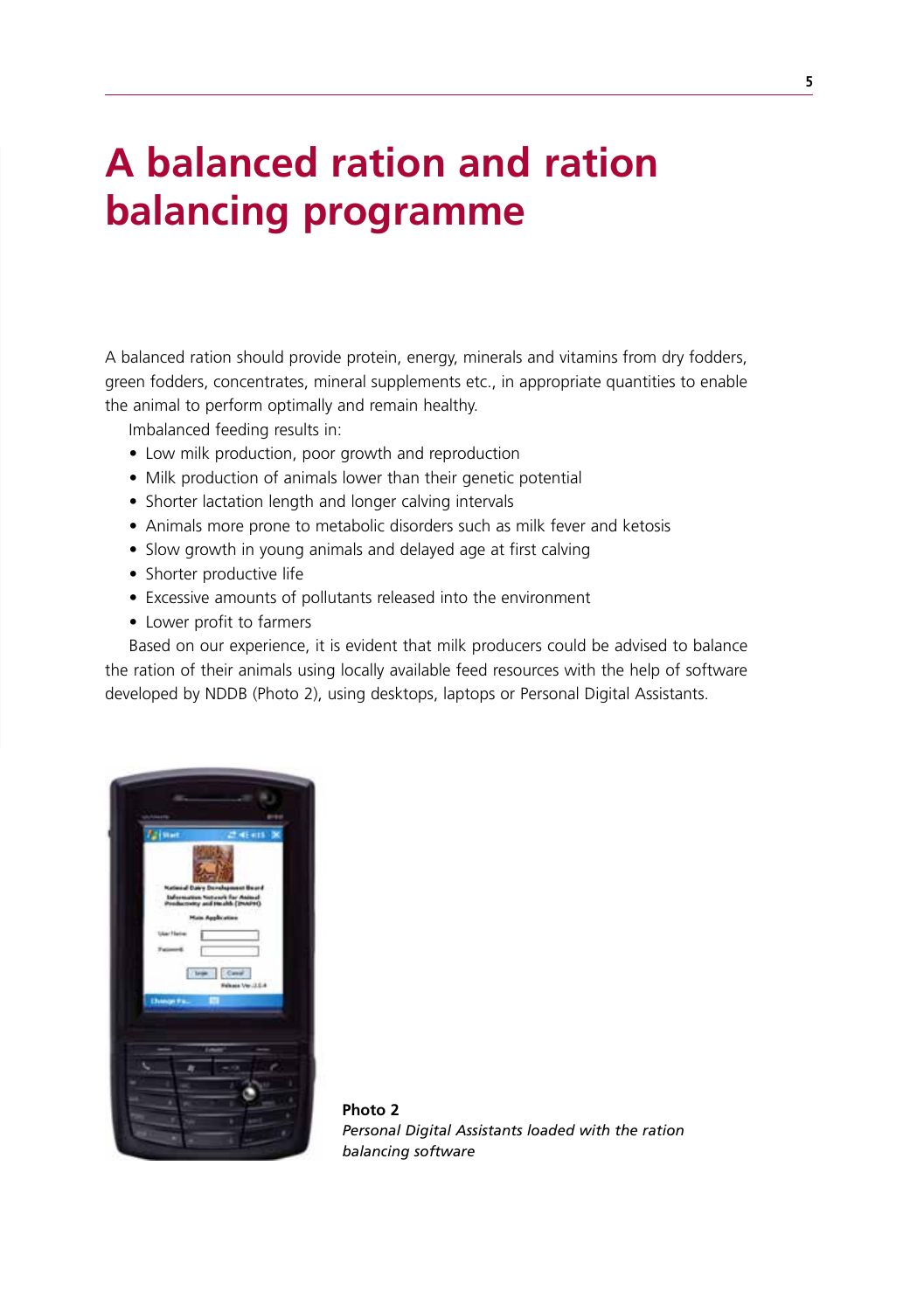# A balanced ration and ration balancing programme

A balanced ration should provide protein, energy, minerals and vitamins from dry fodders, green fodders, concentrates, mineral supplements etc., in appropriate quantities to enable the animal to perform optimally and remain healthy.

Imbalanced feeding results in:

- Low milk production, poor growth and reproduction
- Milk production of animals lower than their genetic potential
- Shorter lactation length and longer calving intervals
- Animals more prone to metabolic disorders such as milk fever and ketosis
- Slow growth in young animals and delayed age at first calving
- Shorter productive life
- Excessive amounts of pollutants released into the environment
- Lower profit to farmers

Based on our experience, it is evident that milk producers could be advised to balance the ration of their animals using locally available feed resources with the help of software developed by NDDB (Photo 2), using desktops, laptops or Personal Digital Assistants.

**Photo 2**
*Personal Digital Assistants loaded with the ration balancing software*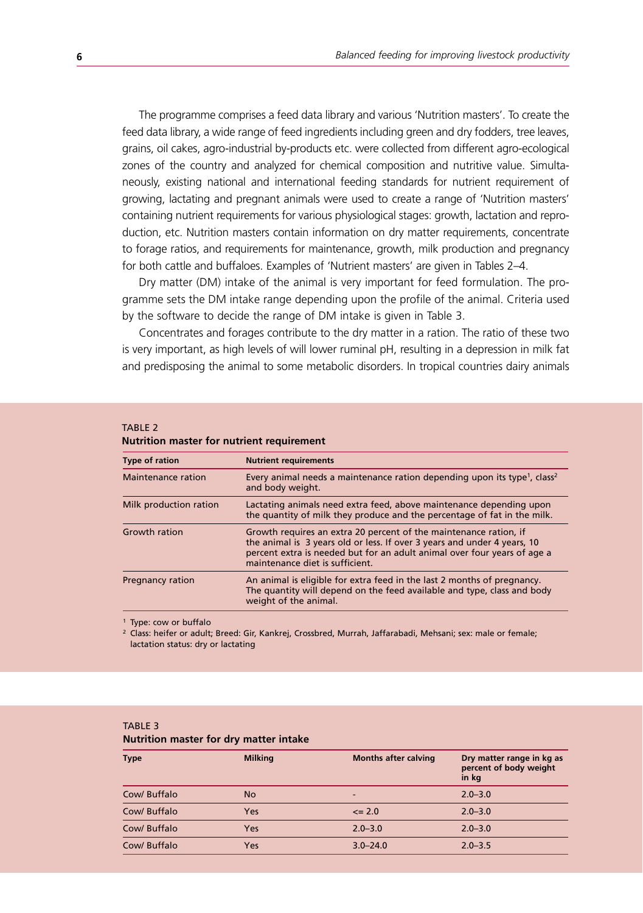The programme comprises a feed data library and various 'Nutrition masters'. To create the feed data library, a wide range of feed ingredients including green and dry fodders, tree leaves, grains, oil cakes, agro-industrial by-products etc. were collected from different agro-ecological zones of the country and analyzed for chemical composition and nutritive value. Simultaneously, existing national and international feeding standards for nutrient requirement of growing, lactating and pregnant animals were used to create a range of 'Nutrition masters' containing nutrient requirements for various physiological stages: growth, lactation and reproduction, etc. Nutrition masters contain information on dry matter requirements, concentrate to forage ratios, and requirements for maintenance, growth, milk production and pregnancy for both cattle and buffaloes. Examples of 'Nutrient masters' are given in Tables 2–4.

Dry matter (DM) intake of the animal is very important for feed formulation. The programme sets the DM intake range depending upon the profile of the animal. Criteria used by the software to decide the range of DM intake is given in Table 3.

Concentrates and forages contribute to the dry matter in a ration. The ratio of these two is very important, as high levels of will lower ruminal pH, resulting in a depression in milk fat and predisposing the animal to some metabolic disorders. In tropical countries dairy animals

TABLE 2
**Nutrition master for nutrient requirement**

| Type of ration | Nutrient requirements |
|---|---|
| Maintenance ration | Every animal needs a maintenance ration depending upon its type[1], class[2] and body weight. |
| Milk production ration | Lactating animals need extra feed, above maintenance depending upon the quantity of milk they produce and the percentage of fat in the milk. |
| Growth ration | Growth requires an extra 20 percent of the maintenance ration, if the animal is 3 years old or less. If over 3 years and under 4 years, 10 percent extra is needed but for an adult animal over four years of age a maintenance diet is sufficient. |
| Pregnancy ration | An animal is eligible for extra feed in the last 2 months of pregnancy. The quantity will depend on the feed available and type, class and body weight of the animal. |

[1] Type: cow or buffalo
[2] Class: heifer or adult; Breed: Gir, Kankrej, Crossbred, Murrah, Jaffarabadi, Mehsani; sex: male or female; lactation status: dry or lactating

TABLE 3
**Nutrition master for dry matter intake**

| Type | Milking | Months after calving | Dry matter range in kg as percent of body weight in kg |
|---|---|---|---|
| Cow/ Buffalo | No | - | 2.0–3.0 |
| Cow/ Buffalo | Yes | <= 2.0 | 2.0–3.0 |
| Cow/ Buffalo | Yes | 2.0–3.0 | 2.0–3.0 |
| Cow/ Buffalo | Yes | 3.0–24.0 | 2.0–3.5 |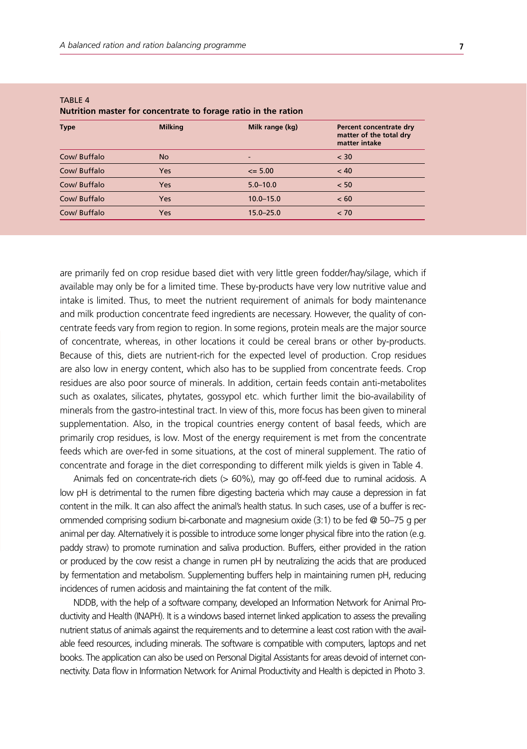TABLE 4
**Nutrition master for concentrate to forage ratio in the ration**

| Type | Milking | Milk range (kg) | Percent concentrate dry matter of the total dry matter intake |
|---|---|---|---|
| Cow/ Buffalo | No | - | < 30 |
| Cow/ Buffalo | Yes | <= 5.00 | < 40 |
| Cow/ Buffalo | Yes | 5.0–10.0 | < 50 |
| Cow/ Buffalo | Yes | 10.0–15.0 | < 60 |
| Cow/ Buffalo | Yes | 15.0–25.0 | < 70 |

are primarily fed on crop residue based diet with very little green fodder/hay/silage, which if available may only be for a limited time. These by-products have very low nutritive value and intake is limited. Thus, to meet the nutrient requirement of animals for body maintenance and milk production concentrate feed ingredients are necessary. However, the quality of concentrate feeds vary from region to region. In some regions, protein meals are the major source of concentrate, whereas, in other locations it could be cereal brans or other by-products. Because of this, diets are nutrient-rich for the expected level of production. Crop residues are also low in energy content, which also has to be supplied from concentrate feeds. Crop residues are also poor source of minerals. In addition, certain feeds contain anti-metabolites such as oxalates, silicates, phytates, gossypol etc. which further limit the bio-availability of minerals from the gastro-intestinal tract. In view of this, more focus has been given to mineral supplementation. Also, in the tropical countries energy content of basal feeds, which are primarily crop residues, is low. Most of the energy requirement is met from the concentrate feeds which are over-fed in some situations, at the cost of mineral supplement. The ratio of concentrate and forage in the diet corresponding to different milk yields is given in Table 4.

Animals fed on concentrate-rich diets (> 60%), may go off-feed due to ruminal acidosis. A low pH is detrimental to the rumen fibre digesting bacteria which may cause a depression in fat content in the milk. It can also affect the animal's health status. In such cases, use of a buffer is recommended comprising sodium bi-carbonate and magnesium oxide (3:1) to be fed @ 50–75 g per animal per day. Alternatively it is possible to introduce some longer physical fibre into the ration (e.g. paddy straw) to promote rumination and saliva production. Buffers, either provided in the ration or produced by the cow resist a change in rumen pH by neutralizing the acids that are produced by fermentation and metabolism. Supplementing buffers help in maintaining rumen pH, reducing incidences of rumen acidosis and maintaining the fat content of the milk.

NDDB, with the help of a software company, developed an Information Network for Animal Productivity and Health (INAPH). It is a windows based internet linked application to assess the prevailing nutrient status of animals against the requirements and to determine a least cost ration with the available feed resources, including minerals. The software is compatible with computers, laptops and net books. The application can also be used on Personal Digital Assistants for areas devoid of internet connectivity. Data flow in Information Network for Animal Productivity and Health is depicted in Photo 3.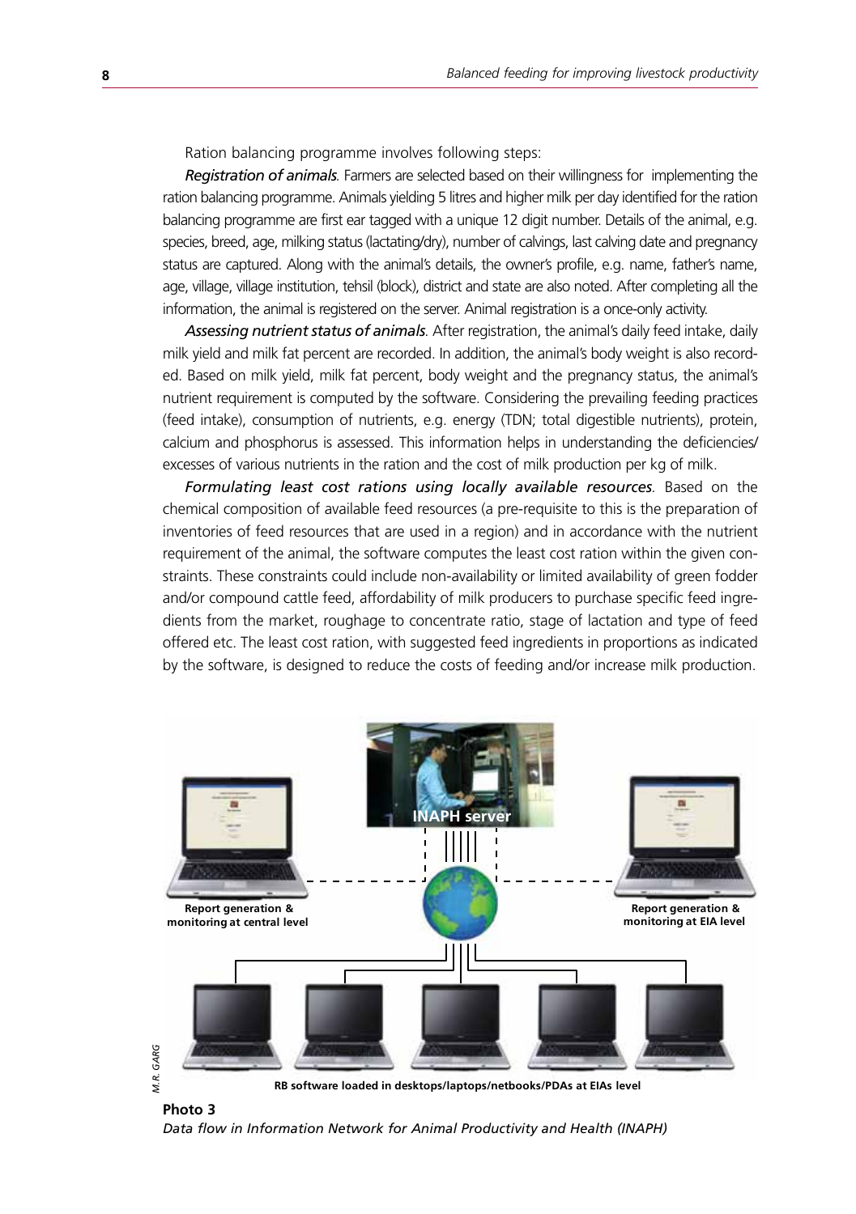Ration balancing programme involves following steps:

***Registration of animals****.* Farmers are selected based on their willingness for implementing the ration balancing programme. Animals yielding 5 litres and higher milk per day identified for the ration balancing programme are first ear tagged with a unique 12 digit number. Details of the animal, e.g. species, breed, age, milking status (lactating/dry), number of calvings, last calving date and pregnancy status are captured. Along with the animal's details, the owner's profile, e.g. name, father's name, age, village, village institution, tehsil (block), district and state are also noted. After completing all the information, the animal is registered on the server. Animal registration is a once-only activity.

***Assessing nutrient status of animals****.* After registration, the animal's daily feed intake, daily milk yield and milk fat percent are recorded. In addition, the animal's body weight is also recorded. Based on milk yield, milk fat percent, body weight and the pregnancy status, the animal's nutrient requirement is computed by the software. Considering the prevailing feeding practices (feed intake), consumption of nutrients, e.g. energy (TDN; total digestible nutrients), protein, calcium and phosphorus is assessed. This information helps in understanding the deficiencies/excesses of various nutrients in the ration and the cost of milk production per kg of milk.

***Formulating least cost rations using locally available resources****.* Based on the chemical composition of available feed resources (a pre-requisite to this is the preparation of inventories of feed resources that are used in a region) and in accordance with the nutrient requirement of the animal, the software computes the least cost ration within the given constraints. These constraints could include non-availability or limited availability of green fodder and/or compound cattle feed, affordability of milk producers to purchase specific feed ingredients from the market, roughage to concentrate ratio, stage of lactation and type of feed offered etc. The least cost ration, with suggested feed ingredients in proportions as indicated by the software, is designed to reduce the costs of feeding and/or increase milk production.

**Photo 3**

*Data flow in Information Network for Animal Productivity and Health (INAPH)*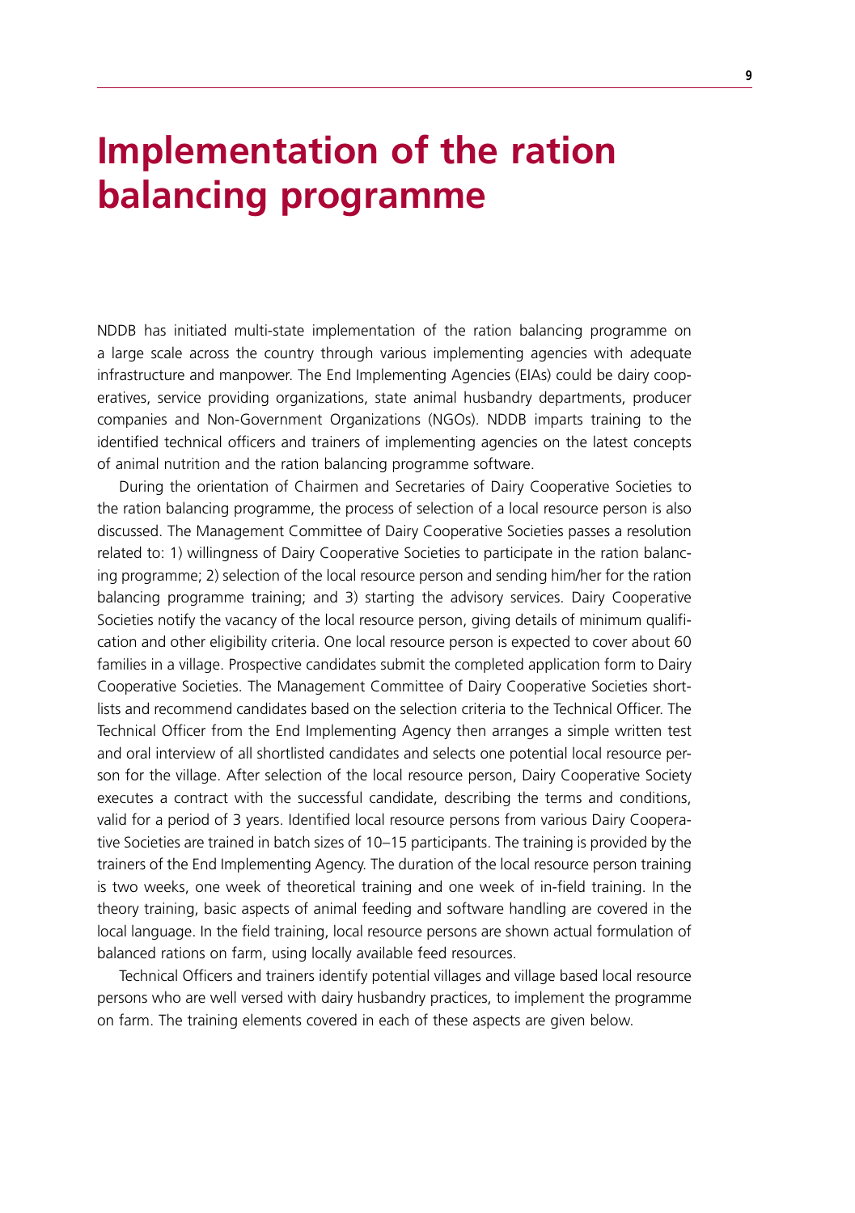# Implementation of the ration balancing programme

NDDB has initiated multi-state implementation of the ration balancing programme on a large scale across the country through various implementing agencies with adequate infrastructure and manpower. The End Implementing Agencies (EIAs) could be dairy cooperatives, service providing organizations, state animal husbandry departments, producer companies and Non-Government Organizations (NGOs). NDDB imparts training to the identified technical officers and trainers of implementing agencies on the latest concepts of animal nutrition and the ration balancing programme software.

During the orientation of Chairmen and Secretaries of Dairy Cooperative Societies to the ration balancing programme, the process of selection of a local resource person is also discussed. The Management Committee of Dairy Cooperative Societies passes a resolution related to: 1) willingness of Dairy Cooperative Societies to participate in the ration balancing programme; 2) selection of the local resource person and sending him/her for the ration balancing programme training; and 3) starting the advisory services. Dairy Cooperative Societies notify the vacancy of the local resource person, giving details of minimum qualification and other eligibility criteria. One local resource person is expected to cover about 60 families in a village. Prospective candidates submit the completed application form to Dairy Cooperative Societies. The Management Committee of Dairy Cooperative Societies shortlists and recommend candidates based on the selection criteria to the Technical Officer. The Technical Officer from the End Implementing Agency then arranges a simple written test and oral interview of all shortlisted candidates and selects one potential local resource person for the village. After selection of the local resource person, Dairy Cooperative Society executes a contract with the successful candidate, describing the terms and conditions, valid for a period of 3 years. Identified local resource persons from various Dairy Cooperative Societies are trained in batch sizes of 10–15 participants. The training is provided by the trainers of the End Implementing Agency. The duration of the local resource person training is two weeks, one week of theoretical training and one week of in-field training. In the theory training, basic aspects of animal feeding and software handling are covered in the local language. In the field training, local resource persons are shown actual formulation of balanced rations on farm, using locally available feed resources.

Technical Officers and trainers identify potential villages and village based local resource persons who are well versed with dairy husbandry practices, to implement the programme on farm. The training elements covered in each of these aspects are given below.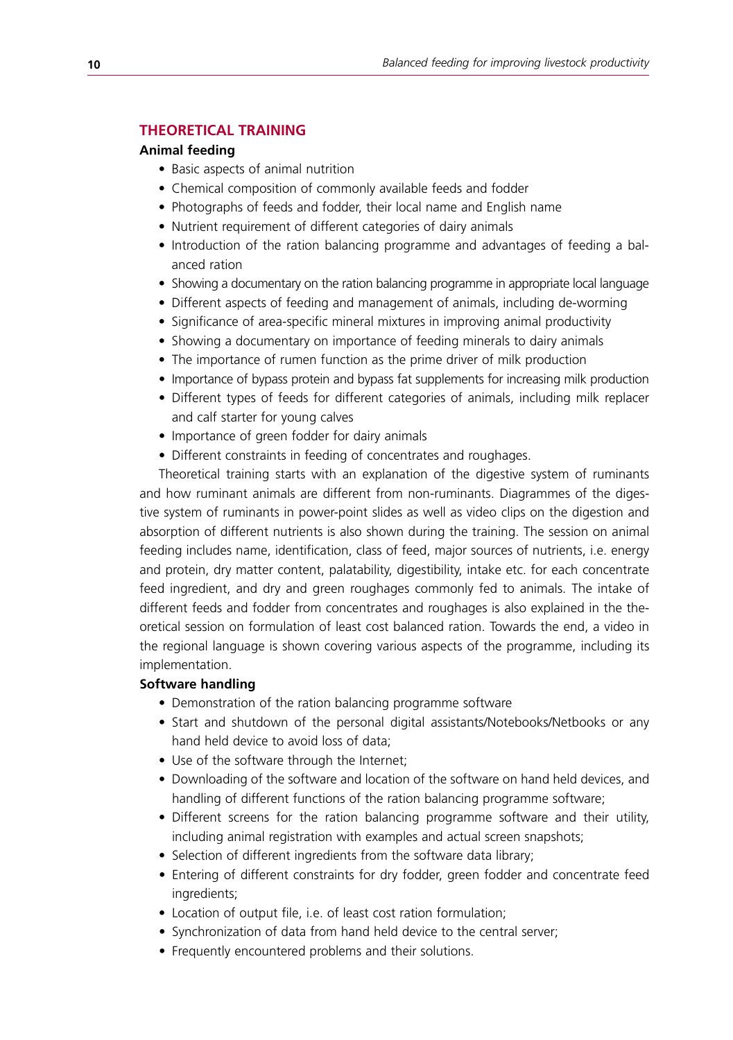## THEORETICAL TRAINING

### Animal feeding

- Basic aspects of animal nutrition
- Chemical composition of commonly available feeds and fodder
- Photographs of feeds and fodder, their local name and English name
- Nutrient requirement of different categories of dairy animals
- Introduction of the ration balancing programme and advantages of feeding a balanced ration
- Showing a documentary on the ration balancing programme in appropriate local language
- Different aspects of feeding and management of animals, including de-worming
- Significance of area-specific mineral mixtures in improving animal productivity
- Showing a documentary on importance of feeding minerals to dairy animals
- The importance of rumen function as the prime driver of milk production
- Importance of bypass protein and bypass fat supplements for increasing milk production
- Different types of feeds for different categories of animals, including milk replacer and calf starter for young calves
- Importance of green fodder for dairy animals
- Different constraints in feeding of concentrates and roughages.

Theoretical training starts with an explanation of the digestive system of ruminants and how ruminant animals are different from non-ruminants. Diagrammes of the digestive system of ruminants in power-point slides as well as video clips on the digestion and absorption of different nutrients is also shown during the training. The session on animal feeding includes name, identification, class of feed, major sources of nutrients, i.e. energy and protein, dry matter content, palatability, digestibility, intake etc. for each concentrate feed ingredient, and dry and green roughages commonly fed to animals. The intake of different feeds and fodder from concentrates and roughages is also explained in the theoretical session on formulation of least cost balanced ration. Towards the end, a video in the regional language is shown covering various aspects of the programme, including its implementation.

### Software handling

- Demonstration of the ration balancing programme software
- Start and shutdown of the personal digital assistants/Notebooks/Netbooks or any hand held device to avoid loss of data;
- Use of the software through the Internet;
- Downloading of the software and location of the software on hand held devices, and handling of different functions of the ration balancing programme software;
- Different screens for the ration balancing programme software and their utility, including animal registration with examples and actual screen snapshots;
- Selection of different ingredients from the software data library;
- Entering of different constraints for dry fodder, green fodder and concentrate feed ingredients;
- Location of output file, i.e. of least cost ration formulation;
- Synchronization of data from hand held device to the central server;
- Frequently encountered problems and their solutions.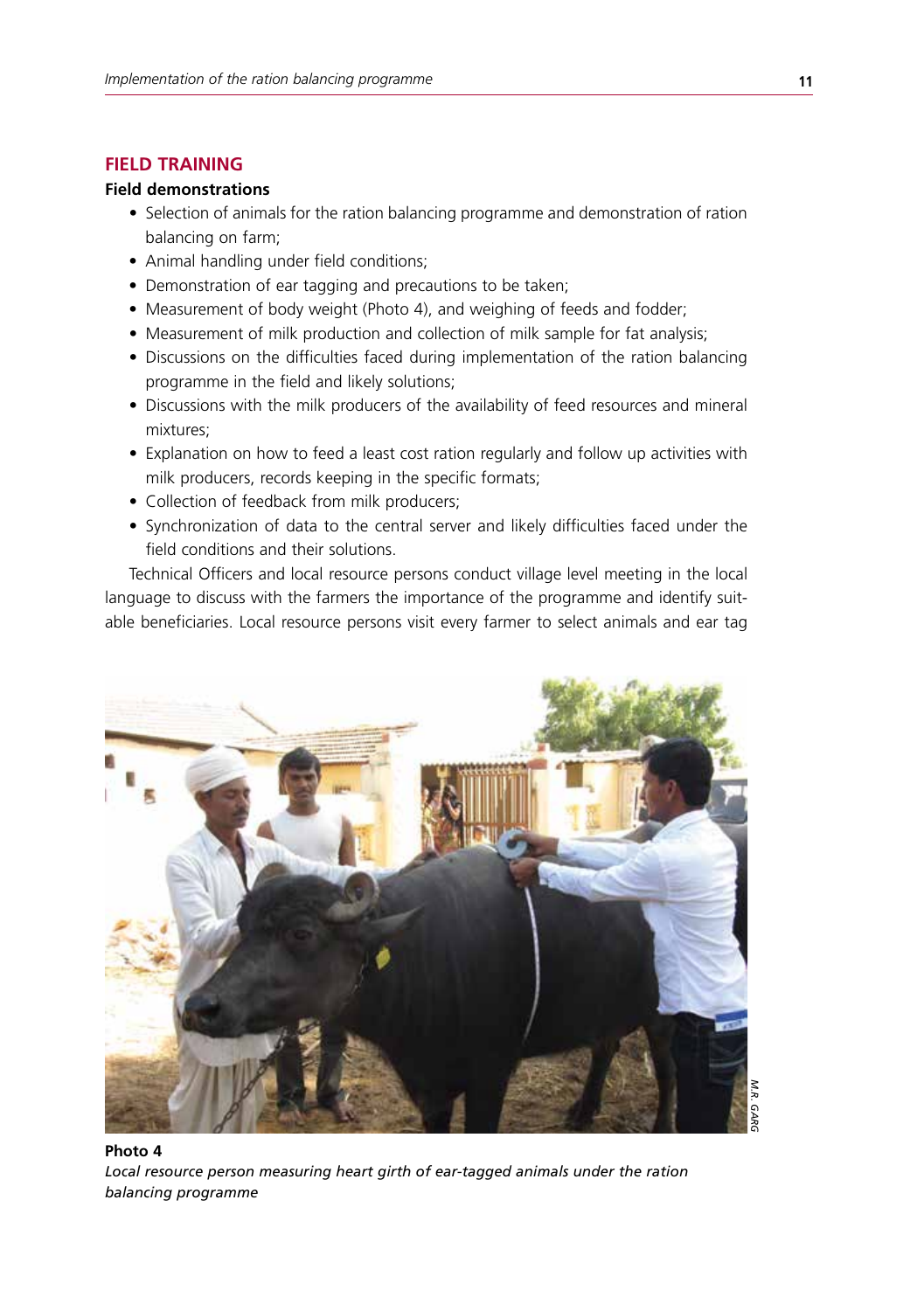## FIELD TRAINING

### Field demonstrations

- Selection of animals for the ration balancing programme and demonstration of ration balancing on farm;
- Animal handling under field conditions;
- Demonstration of ear tagging and precautions to be taken;
- Measurement of body weight (Photo 4), and weighing of feeds and fodder;
- Measurement of milk production and collection of milk sample for fat analysis;
- Discussions on the difficulties faced during implementation of the ration balancing programme in the field and likely solutions;
- Discussions with the milk producers of the availability of feed resources and mineral mixtures;
- Explanation on how to feed a least cost ration regularly and follow up activities with milk producers, records keeping in the specific formats;
- Collection of feedback from milk producers;
- Synchronization of data to the central server and likely difficulties faced under the field conditions and their solutions.

Technical Officers and local resource persons conduct village level meeting in the local language to discuss with the farmers the importance of the programme and identify suitable beneficiaries. Local resource persons visit every farmer to select animals and ear tag

M.R. GARG

**Photo 4**
*Local resource person measuring heart girth of ear-tagged animals under the ration balancing programme*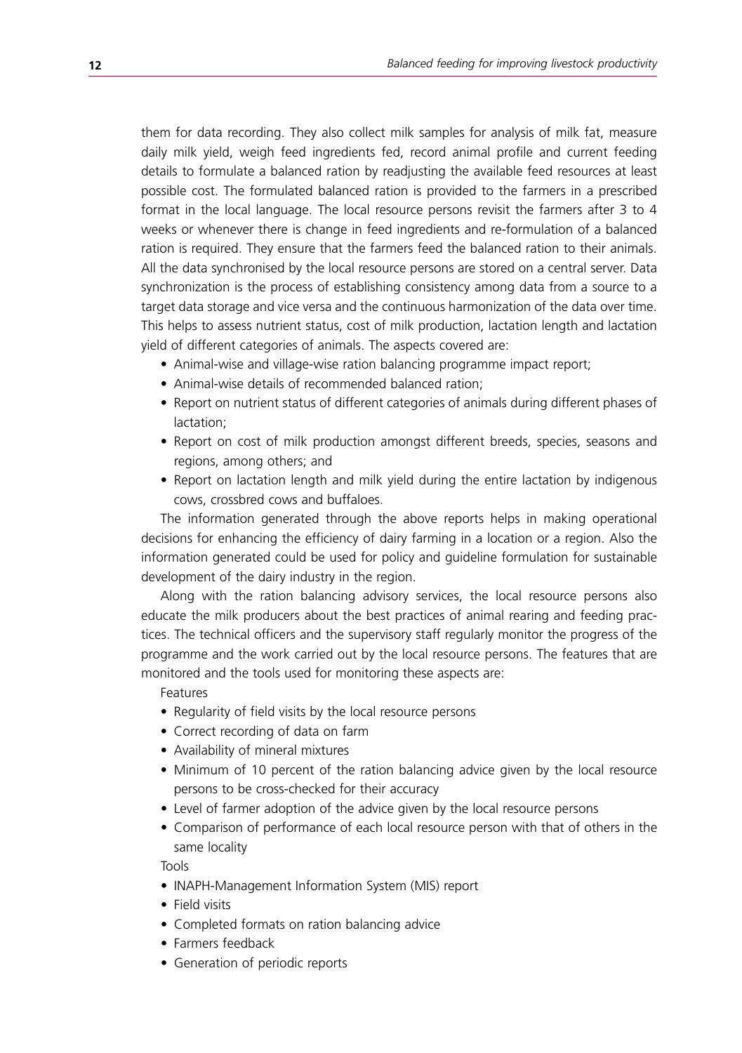them for data recording. They also collect milk samples for analysis of milk fat, measure daily milk yield, weigh feed ingredients fed, record animal profile and current feeding details to formulate a balanced ration by readjusting the available feed resources at least possible cost. The formulated balanced ration is provided to the farmers in a prescribed format in the local language. The local resource persons revisit the farmers after 3 to 4 weeks or whenever there is change in feed ingredients and re-formulation of a balanced ration is required. They ensure that the farmers feed the balanced ration to their animals. All the data synchronised by the local resource persons are stored on a central server. Data synchronization is the process of establishing consistency among data from a source to a target data storage and vice versa and the continuous harmonization of the data over time. This helps to assess nutrient status, cost of milk production, lactation length and lactation yield of different categories of animals. The aspects covered are:

- Animal-wise and village-wise ration balancing programme impact report;
- Animal-wise details of recommended balanced ration;
- Report on nutrient status of different categories of animals during different phases of lactation;
- Report on cost of milk production amongst different breeds, species, seasons and regions, among others; and
- Report on lactation length and milk yield during the entire lactation by indigenous cows, crossbred cows and buffaloes.

The information generated through the above reports helps in making operational decisions for enhancing the efficiency of dairy farming in a location or a region. Also the information generated could be used for policy and guideline formulation for sustainable development of the dairy industry in the region.

Along with the ration balancing advisory services, the local resource persons also educate the milk producers about the best practices of animal rearing and feeding practices. The technical officers and the supervisory staff regularly monitor the progress of the programme and the work carried out by the local resource persons. The features that are monitored and the tools used for monitoring these aspects are:

Features

- Regularity of field visits by the local resource persons
- Correct recording of data on farm
- Availability of mineral mixtures
- Minimum of 10 percent of the ration balancing advice given by the local resource persons to be cross-checked for their accuracy
- Level of farmer adoption of the advice given by the local resource persons
- Comparison of performance of each local resource person with that of others in the same locality

Tools

- INAPH-Management Information System (MIS) report
- Field visits
- Completed formats on ration balancing advice
- Farmers feedback
- Generation of periodic reports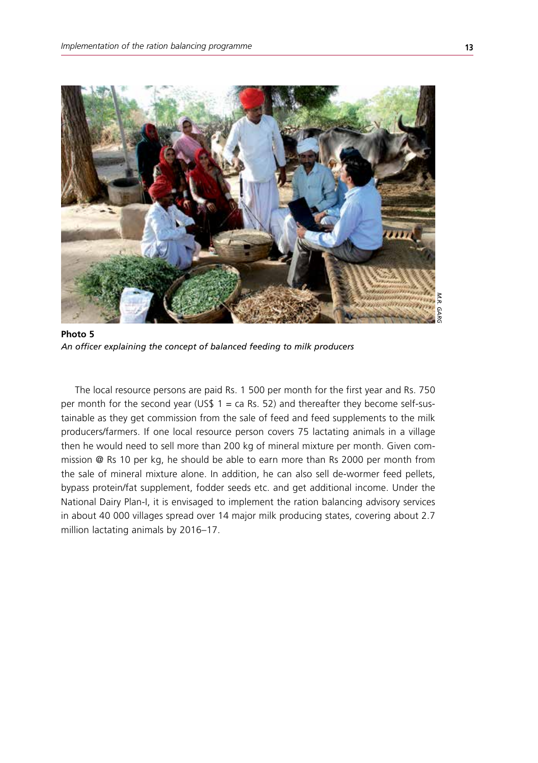**Photo 5**
*An officer explaining the concept of balanced feeding to milk producers*

The local resource persons are paid Rs. 1 500 per month for the first year and Rs. 750 per month for the second year (US$ 1 = ca Rs. 52) and thereafter they become self-sustainable as they get commission from the sale of feed and feed supplements to the milk producers/farmers. If one local resource person covers 75 lactating animals in a village then he would need to sell more than 200 kg of mineral mixture per month. Given commission @ Rs 10 per kg, he should be able to earn more than Rs 2000 per month from the sale of mineral mixture alone. In addition, he can also sell de-wormer feed pellets, bypass protein/fat supplement, fodder seeds etc. and get additional income. Under the National Dairy Plan-I, it is envisaged to implement the ration balancing advisory services in about 40 000 villages spread over 14 major milk producing states, covering about 2.7 million lactating animals by 2016–17.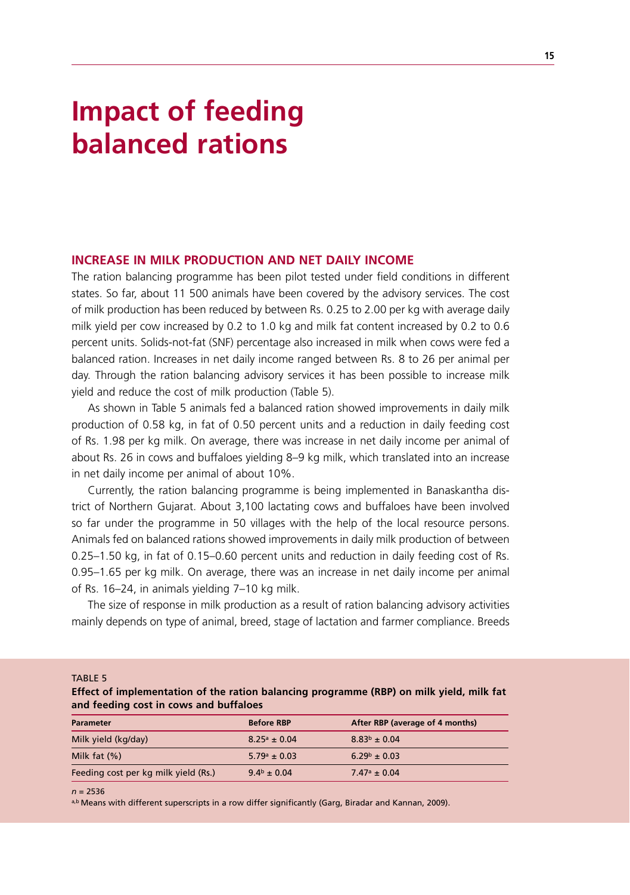# Impact of feeding balanced rations

## INCREASE IN MILK PRODUCTION AND NET DAILY INCOME

The ration balancing programme has been pilot tested under field conditions in different states. So far, about 11 500 animals have been covered by the advisory services. The cost of milk production has been reduced by between Rs. 0.25 to 2.00 per kg with average daily milk yield per cow increased by 0.2 to 1.0 kg and milk fat content increased by 0.2 to 0.6 percent units. Solids-not-fat (SNF) percentage also increased in milk when cows were fed a balanced ration. Increases in net daily income ranged between Rs. 8 to 26 per animal per day. Through the ration balancing advisory services it has been possible to increase milk yield and reduce the cost of milk production (Table 5).

As shown in Table 5 animals fed a balanced ration showed improvements in daily milk production of 0.58 kg, in fat of 0.50 percent units and a reduction in daily feeding cost of Rs. 1.98 per kg milk. On average, there was increase in net daily income per animal of about Rs. 26 in cows and buffaloes yielding 8–9 kg milk, which translated into an increase in net daily income per animal of about 10%.

Currently, the ration balancing programme is being implemented in Banaskantha district of Northern Gujarat. About 3,100 lactating cows and buffaloes have been involved so far under the programme in 50 villages with the help of the local resource persons. Animals fed on balanced rations showed improvements in daily milk production of between 0.25–1.50 kg, in fat of 0.15–0.60 percent units and reduction in daily feeding cost of Rs. 0.95–1.65 per kg milk. On average, there was an increase in net daily income per animal of Rs. 16–24, in animals yielding 7–10 kg milk.

The size of response in milk production as a result of ration balancing advisory activities mainly depends on type of animal, breed, stage of lactation and farmer compliance. Breeds

TABLE 5

**Effect of implementation of the ration balancing programme (RBP) on milk yield, milk fat and feeding cost in cows and buffaloes**

| Parameter | Before RBP | After RBP (average of 4 months) |
|---|---|---|
| Milk yield (kg/day) | $8.25^{a} \pm 0.04$ | $8.83^{b} \pm 0.04$ |
| Milk fat (%) | $5.79^{a} \pm 0.03$ | $6.29^{b} \pm 0.03$ |
| Feeding cost per kg milk yield (Rs.) | $9.4^{b} \pm 0.04$ | $7.47^{a} \pm 0.04$ |

*n* = 2536

[a,b] Means with different superscripts in a row differ significantly (Garg, Biradar and Kannan, 2009).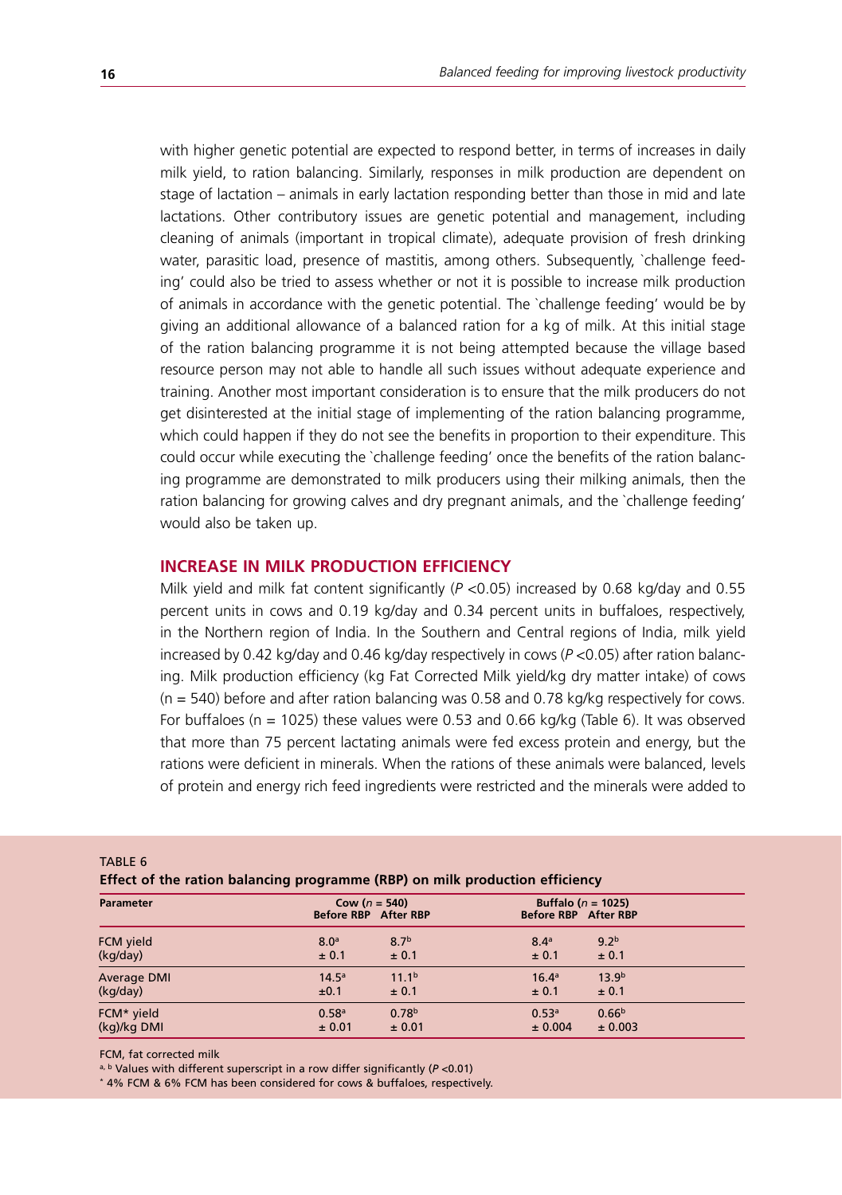with higher genetic potential are expected to respond better, in terms of increases in daily milk yield, to ration balancing. Similarly, responses in milk production are dependent on stage of lactation – animals in early lactation responding better than those in mid and late lactations. Other contributory issues are genetic potential and management, including cleaning of animals (important in tropical climate), adequate provision of fresh drinking water, parasitic load, presence of mastitis, among others. Subsequently, `challenge feeding' could also be tried to assess whether or not it is possible to increase milk production of animals in accordance with the genetic potential. The `challenge feeding' would be by giving an additional allowance of a balanced ration for a kg of milk. At this initial stage of the ration balancing programme it is not being attempted because the village based resource person may not able to handle all such issues without adequate experience and training. Another most important consideration is to ensure that the milk producers do not get disinterested at the initial stage of implementing of the ration balancing programme, which could happen if they do not see the benefits in proportion to their expenditure. This could occur while executing the `challenge feeding' once the benefits of the ration balancing programme are demonstrated to milk producers using their milking animals, then the ration balancing for growing calves and dry pregnant animals, and the `challenge feeding' would also be taken up.

## INCREASE IN MILK PRODUCTION EFFICIENCY

Milk yield and milk fat content significantly ($P < 0.05$) increased by 0.68 kg/day and 0.55 percent units in cows and 0.19 kg/day and 0.34 percent units in buffaloes, respectively, in the Northern region of India. In the Southern and Central regions of India, milk yield increased by 0.42 kg/day and 0.46 kg/day respectively in cows ($P < 0.05$) after ration balancing. Milk production efficiency (kg Fat Corrected Milk yield/kg dry matter intake) of cows (n = 540) before and after ration balancing was 0.58 and 0.78 kg/kg respectively for cows. For buffaloes (n = 1025) these values were 0.53 and 0.66 kg/kg (Table 6). It was observed that more than 75 percent lactating animals were fed excess protein and energy, but the rations were deficient in minerals. When the rations of these animals were balanced, levels of protein and energy rich feed ingredients were restricted and the minerals were added to

TABLE 6
**Effect of the ration balancing programme (RBP) on milk production efficiency**

| Parameter | Cow (*n* = 540) | | Buffalo (*n* = 1025) | |
|---|---|---|---|---|
| | Before RBP | After RBP | Before RBP | After RBP |
| FCM yield (kg/day) | $8.0^{a}$ ± 0.1 | $8.7^{b}$ ± 0.1 | $8.4^{a}$ ± 0.1 | $9.2^{b}$ ± 0.1 |
| Average DMI (kg/day) | $14.5^{a}$ ±0.1 | $11.1^{b}$ ± 0.1 | $16.4^{a}$ ± 0.1 | $13.9^{b}$ ± 0.1 |
| FCM* yield (kg)/kg DMI | $0.58^{a}$ ± 0.01 | $0.78^{b}$ ± 0.01 | $0.53^{a}$ ± 0.004 | $0.66^{b}$ ± 0.003 |

FCM, fat corrected milk

a, b Values with different superscript in a row differ significantly ($P < 0.01$)

* 4% FCM & 6% FCM has been considered for cows & buffaloes, respectively.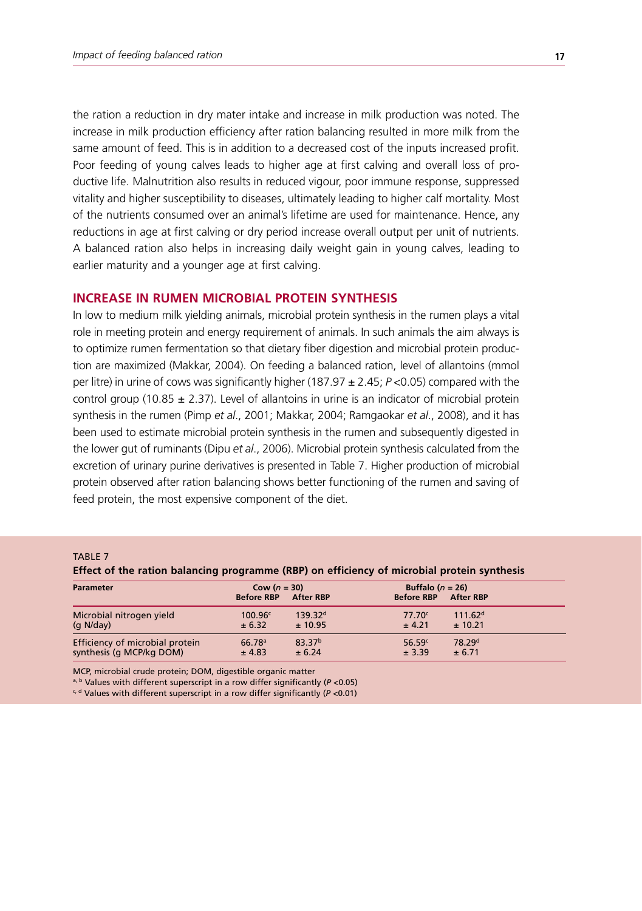the ration a reduction in dry mater intake and increase in milk production was noted. The increase in milk production efficiency after ration balancing resulted in more milk from the same amount of feed. This is in addition to a decreased cost of the inputs increased profit. Poor feeding of young calves leads to higher age at first calving and overall loss of productive life. Malnutrition also results in reduced vigour, poor immune response, suppressed vitality and higher susceptibility to diseases, ultimately leading to higher calf mortality. Most of the nutrients consumed over an animal's lifetime are used for maintenance. Hence, any reductions in age at first calving or dry period increase overall output per unit of nutrients. A balanced ration also helps in increasing daily weight gain in young calves, leading to earlier maturity and a younger age at first calving.

## INCREASE IN RUMEN MICROBIAL PROTEIN SYNTHESIS

In low to medium milk yielding animals, microbial protein synthesis in the rumen plays a vital role in meeting protein and energy requirement of animals. In such animals the aim always is to optimize rumen fermentation so that dietary fiber digestion and microbial protein production are maximized (Makkar, 2004). On feeding a balanced ration, level of allantoins (mmol per litre) in urine of cows was significantly higher (187.97 ± 2.45; $P < 0.05$) compared with the control group (10.85 ± 2.37). Level of allantoins in urine is an indicator of microbial protein synthesis in the rumen (Pimp *et al*., 2001; Makkar, 2004; Ramgaokar *et al*., 2008), and it has been used to estimate microbial protein synthesis in the rumen and subsequently digested in the lower gut of ruminants (Dipu *et al*., 2006). Microbial protein synthesis calculated from the excretion of urinary purine derivatives is presented in Table 7. Higher production of microbial protein observed after ration balancing shows better functioning of the rumen and saving of feed protein, the most expensive component of the diet.

TABLE 7

**Effect of the ration balancing programme (RBP) on efficiency of microbial protein synthesis**

| Parameter | Cow ($n$ = 30) | | Buffalo ($n$ = 26) | |
|---|---|---|---|---|
| | Before RBP | After RBP | Before RBP | After RBP |
| Microbial nitrogen yield (g N/day) | 100.96[c] ± 6.32 | 139.32[d] ± 10.95 | 77.70[c] ± 4.21 | 111.62[d] ± 10.21 |
| Efficiency of microbial protein synthesis (g MCP/kg DOM) | 66.78[a] ± 4.83 | 83.37[b] ± 6.24 | 56.59[c] ± 3.39 | 78.29[d] ± 6.71 |

MCP, microbial crude protein; DOM, digestible organic matter

[a, b] Values with different superscript in a row differ significantly ($P < 0.05$)

[c, d] Values with different superscript in a row differ significantly ($P < 0.01$)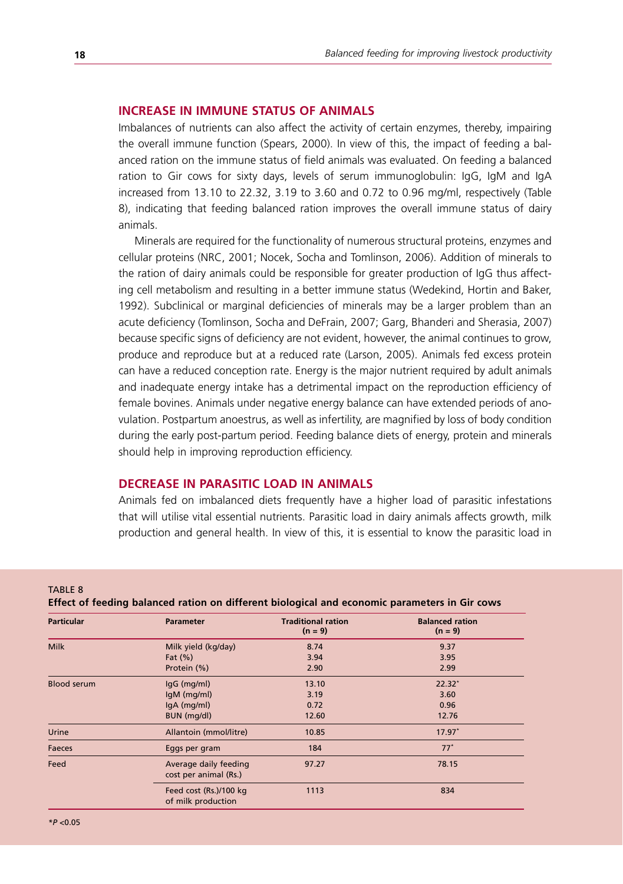## INCREASE IN IMMUNE STATUS OF ANIMALS

Imbalances of nutrients can also affect the activity of certain enzymes, thereby, impairing the overall immune function (Spears, 2000). In view of this, the impact of feeding a balanced ration on the immune status of field animals was evaluated. On feeding a balanced ration to Gir cows for sixty days, levels of serum immunoglobulin: IgG, IgM and IgA increased from 13.10 to 22.32, 3.19 to 3.60 and 0.72 to 0.96 mg/ml, respectively (Table 8), indicating that feeding balanced ration improves the overall immune status of dairy animals.

Minerals are required for the functionality of numerous structural proteins, enzymes and cellular proteins (NRC, 2001; Nocek, Socha and Tomlinson, 2006). Addition of minerals to the ration of dairy animals could be responsible for greater production of IgG thus affecting cell metabolism and resulting in a better immune status (Wedekind, Hortin and Baker, 1992). Subclinical or marginal deficiencies of minerals may be a larger problem than an acute deficiency (Tomlinson, Socha and DeFrain, 2007; Garg, Bhanderi and Sherasia, 2007) because specific signs of deficiency are not evident, however, the animal continues to grow, produce and reproduce but at a reduced rate (Larson, 2005). Animals fed excess protein can have a reduced conception rate. Energy is the major nutrient required by adult animals and inadequate energy intake has a detrimental impact on the reproduction efficiency of female bovines. Animals under negative energy balance can have extended periods of anovulation. Postpartum anoestrus, as well as infertility, are magnified by loss of body condition during the early post-partum period. Feeding balance diets of energy, protein and minerals should help in improving reproduction efficiency.

## DECREASE IN PARASITIC LOAD IN ANIMALS

Animals fed on imbalanced diets frequently have a higher load of parasitic infestations that will utilise vital essential nutrients. Parasitic load in dairy animals affects growth, milk production and general health. In view of this, it is essential to know the parasitic load in

TABLE 8

**Effect of feeding balanced ration on different biological and economic parameters in Gir cows**

| Particular | Parameter | Traditional ration (n = 9) | Balanced ration (n = 9) |
|---|---|---|---|
| Milk | Milk yield (kg/day) | 8.74 | 9.37 |
| | Fat (%) | 3.94 | 3.95 |
| | Protein (%) | 2.90 | 2.99 |
| Blood serum | IgG (mg/ml) | 13.10 | 22.32* |
| | IgM (mg/ml) | 3.19 | 3.60 |
| | IgA (mg/ml) | 0.72 | 0.96 |
| | BUN (mg/dl) | 12.60 | 12.76 |
| Urine | Allantoin (mmol/litre) | 10.85 | 17.97* |
| Faeces | Eggs per gram | 184 | 77* |
| Feed | Average daily feeding cost per animal (Rs.) | 97.27 | 78.15 |
| | Feed cost (Rs.)/100 kg of milk production | 1113 | 834 |

*$P < 0.05$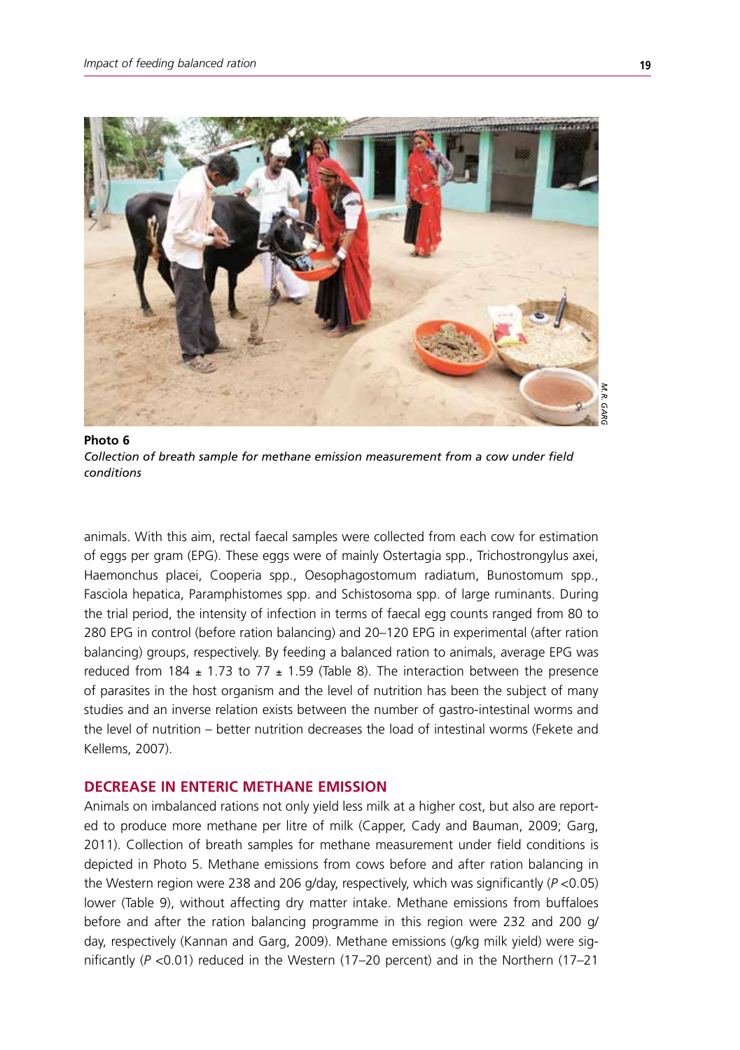**Photo 6**
*Collection of breath sample for methane emission measurement from a cow under field conditions*

animals. With this aim, rectal faecal samples were collected from each cow for estimation of eggs per gram (EPG). These eggs were of mainly Ostertagia spp., Trichostrongylus axei, Haemonchus placei, Cooperia spp., Oesophagostomum radiatum, Bunostomum spp., Fasciola hepatica, Paramphistomes spp. and Schistosoma spp. of large ruminants. During the trial period, the intensity of infection in terms of faecal egg counts ranged from 80 to 280 EPG in control (before ration balancing) and 20–120 EPG in experimental (after ration balancing) groups, respectively. By feeding a balanced ration to animals, average EPG was reduced from 184 ± 1.73 to 77 ± 1.59 (Table 8). The interaction between the presence of parasites in the host organism and the level of nutrition has been the subject of many studies and an inverse relation exists between the number of gastro-intestinal worms and the level of nutrition – better nutrition decreases the load of intestinal worms (Fekete and Kellems, 2007).

## DECREASE IN ENTERIC METHANE EMISSION

Animals on imbalanced rations not only yield less milk at a higher cost, but also are reported to produce more methane per litre of milk (Capper, Cady and Bauman, 2009; Garg, 2011). Collection of breath samples for methane measurement under field conditions is depicted in Photo 5. Methane emissions from cows before and after ration balancing in the Western region were 238 and 206 g/day, respectively, which was significantly ($P < 0.05$) lower (Table 9), without affecting dry matter intake. Methane emissions from buffaloes before and after the ration balancing programme in this region were 232 and 200 g/day, respectively (Kannan and Garg, 2009). Methane emissions (g/kg milk yield) were significantly ($P < 0.01$) reduced in the Western (17–20 percent) and in the Northern (17–21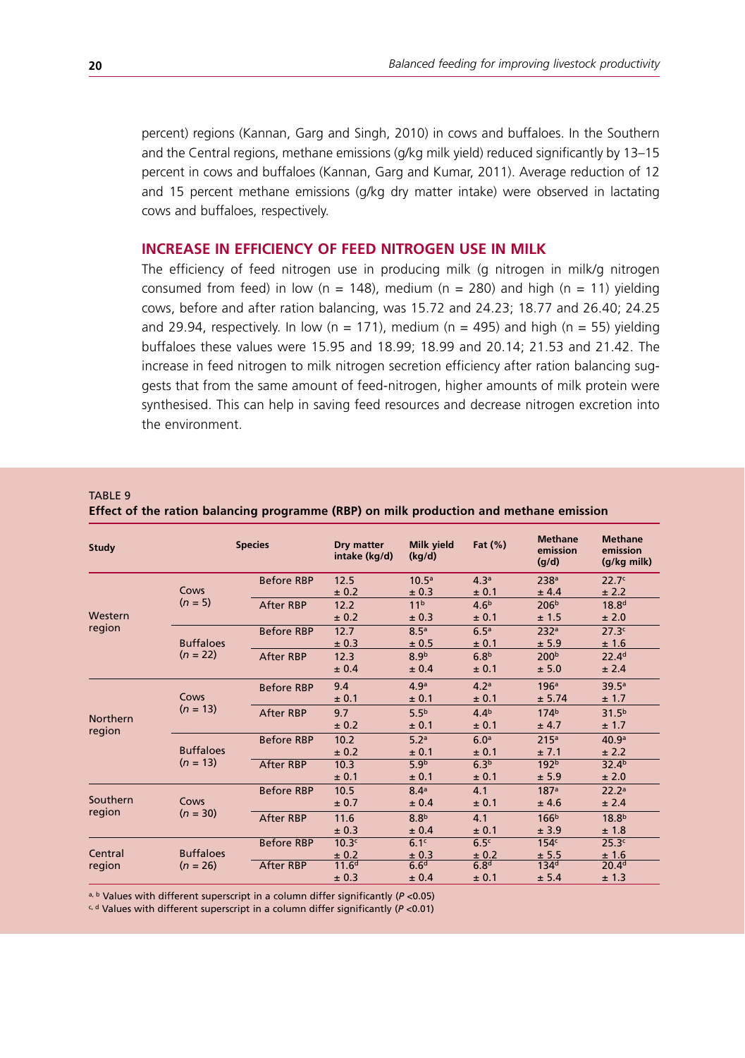percent) regions (Kannan, Garg and Singh, 2010) in cows and buffaloes. In the Southern and the Central regions, methane emissions (g/kg milk yield) reduced significantly by 13–15 percent in cows and buffaloes (Kannan, Garg and Kumar, 2011). Average reduction of 12 and 15 percent methane emissions (g/kg dry matter intake) were observed in lactating cows and buffaloes, respectively.

## INCREASE IN EFFICIENCY OF FEED NITROGEN USE IN MILK

The efficiency of feed nitrogen use in producing milk (g nitrogen in milk/g nitrogen consumed from feed) in low (n = 148), medium (n = 280) and high (n = 11) yielding cows, before and after ration balancing, was 15.72 and 24.23; 18.77 and 26.40; 24.25 and 29.94, respectively. In low (n = 171), medium (n = 495) and high (n = 55) yielding buffaloes these values were 15.95 and 18.99; 18.99 and 20.14; 21.53 and 21.42. The increase in feed nitrogen to milk nitrogen secretion efficiency after ration balancing suggests that from the same amount of feed-nitrogen, higher amounts of milk protein were synthesised. This can help in saving feed resources and decrease nitrogen excretion into the environment.

TABLE 9
**Effect of the ration balancing programme (RBP) on milk production and methane emission**

| Study | Species | | Dry matter intake (kg/d) | Milk yield (kg/d) | Fat (%) | Methane emission (g/d) | Methane emission (g/kg milk) |
|---|---|---|---|---|---|---|---|
| Western region | Cows (*n* = 5) | Before RBP | 12.5 ± 0.2 | 10.5[a] ± 0.3 | 4.3[a] ± 0.1 | 238[a] ± 4.4 | 22.7[c] ± 2.2 |
| | | After RBP | 12.2 ± 0.2 | 11[b] ± 0.3 | 4.6[b] ± 0.1 | 206[b] ± 1.5 | 18.8[d] ± 2.0 |
| | Buffaloes (*n* = 22) | Before RBP | 12.7 ± 0.3 | 8.5[a] ± 0.5 | 6.5[a] ± 0.1 | 232[a] ± 5.9 | 27.3[c] ± 1.6 |
| | | After RBP | 12.3 ± 0.4 | 8.9[b] ± 0.4 | 6.8[b] ± 0.1 | 200[b] ± 5.0 | 22.4[d] ± 2.4 |
| Northern region | Cows (*n* = 13) | Before RBP | 9.4 ± 0.1 | 4.9[a] ± 0.1 | 4.2[a] ± 0.1 | 196[a] ± 5.74 | 39.5[a] ± 1.7 |
| | | After RBP | 9.7 ± 0.2 | 5.5[b] ± 0.1 | 4.4[b] ± 0.1 | 174[b] ± 4.7 | 31.5[b] ± 1.7 |
| | Buffaloes (*n* = 13) | Before RBP | 10.2 ± 0.2 | 5.2[a] ± 0.1 | 6.0[a] ± 0.1 | 215[a] ± 7.1 | 40.9[a] ± 2.2 |
| | | After RBP | 10.3 ± 0.1 | 5.9[b] ± 0.1 | 6.3[b] ± 0.1 | 192[b] ± 5.9 | 32.4[b] ± 2.0 |
| Southern region | Cows (*n* = 30) | Before RBP | 10.5 ± 0.7 | 8.4[a] ± 0.4 | 4.1 ± 0.1 | 187[a] ± 4.6 | 22.2[a] ± 2.4 |
| | | After RBP | 11.6 ± 0.3 | 8.8[b] ± 0.4 | 4.1 ± 0.1 | 166[b] ± 3.9 | 18.8[b] ± 1.8 |
| Central region | Buffaloes (*n* = 26) | Before RBP | 10.3[c] ± 0.2 | 6.1[c] ± 0.3 | 6.5[c] ± 0.2 | 154[c] ± 5.5 | 25.3[c] ± 1.6 |
| | | After RBP | 11.6[d] ± 0.3 | 6.6[d] ± 0.4 | 6.8[d] ± 0.1 | 134[d] ± 5.4 | 20.4[d] ± 1.3 |

[a, b] Values with different superscript in a column differ significantly ($P < 0.05$)
[c, d] Values with different superscript in a column differ significantly ($P < 0.01$)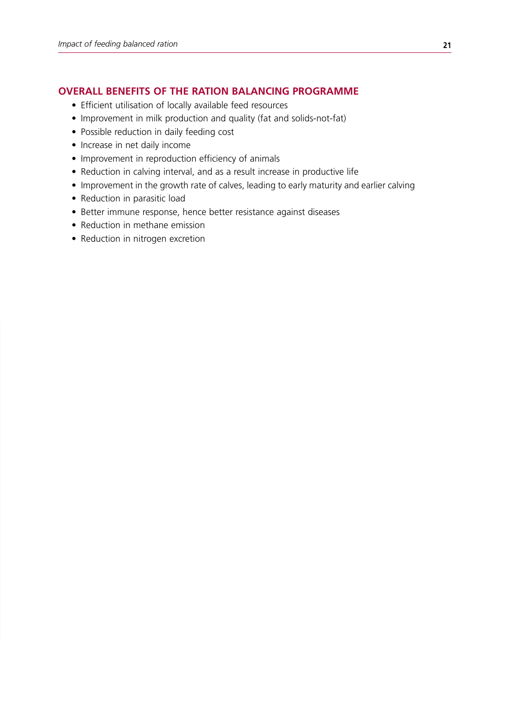## OVERALL BENEFITS OF THE RATION BALANCING PROGRAMME

- Efficient utilisation of locally available feed resources
- Improvement in milk production and quality (fat and solids-not-fat)
- Possible reduction in daily feeding cost
- Increase in net daily income
- Improvement in reproduction efficiency of animals
- Reduction in calving interval, and as a result increase in productive life
- Improvement in the growth rate of calves, leading to early maturity and earlier calving
- Reduction in parasitic load
- Better immune response, hence better resistance against diseases
- Reduction in methane emission
- Reduction in nitrogen excretion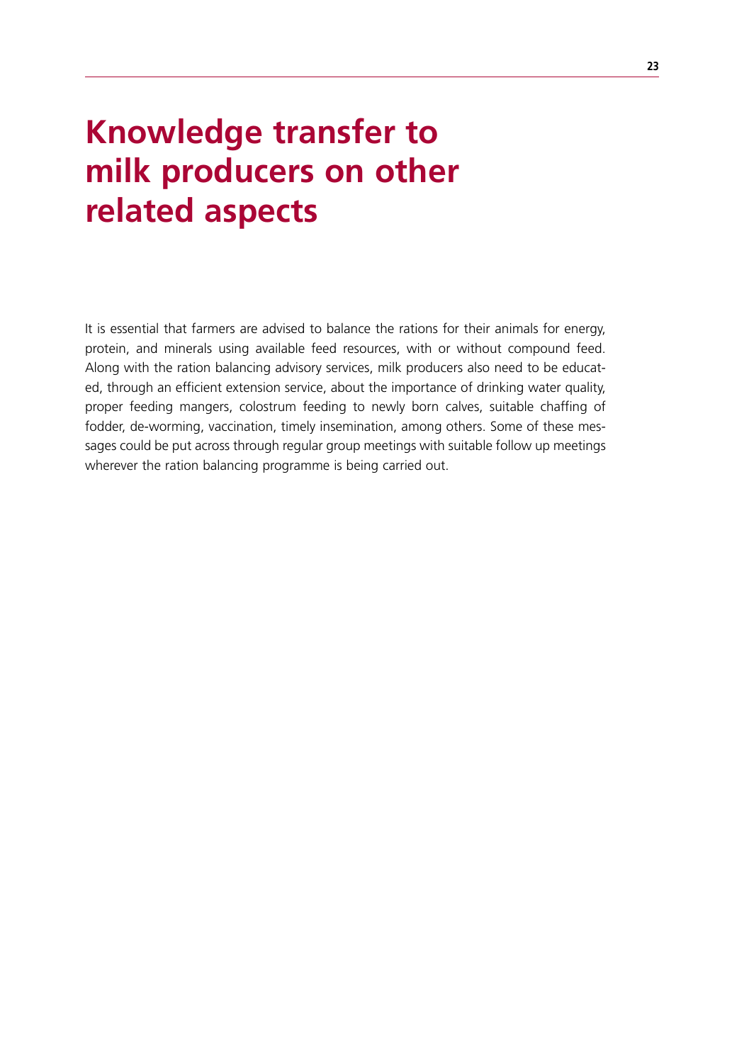# Knowledge transfer to milk producers on other related aspects

It is essential that farmers are advised to balance the rations for their animals for energy, protein, and minerals using available feed resources, with or without compound feed. Along with the ration balancing advisory services, milk producers also need to be educated, through an efficient extension service, about the importance of drinking water quality, proper feeding mangers, colostrum feeding to newly born calves, suitable chaffing of fodder, de-worming, vaccination, timely insemination, among others. Some of these messages could be put across through regular group meetings with suitable follow up meetings wherever the ration balancing programme is being carried out.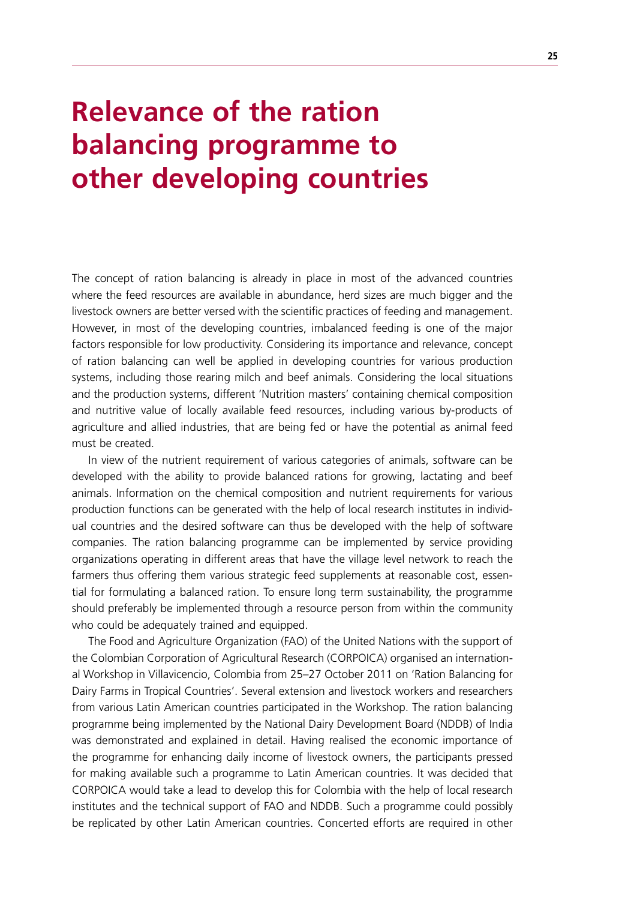# Relevance of the ration balancing programme to other developing countries

The concept of ration balancing is already in place in most of the advanced countries where the feed resources are available in abundance, herd sizes are much bigger and the livestock owners are better versed with the scientific practices of feeding and management. However, in most of the developing countries, imbalanced feeding is one of the major factors responsible for low productivity. Considering its importance and relevance, concept of ration balancing can well be applied in developing countries for various production systems, including those rearing milch and beef animals. Considering the local situations and the production systems, different 'Nutrition masters' containing chemical composition and nutritive value of locally available feed resources, including various by-products of agriculture and allied industries, that are being fed or have the potential as animal feed must be created.

In view of the nutrient requirement of various categories of animals, software can be developed with the ability to provide balanced rations for growing, lactating and beef animals. Information on the chemical composition and nutrient requirements for various production functions can be generated with the help of local research institutes in individual countries and the desired software can thus be developed with the help of software companies. The ration balancing programme can be implemented by service providing organizations operating in different areas that have the village level network to reach the farmers thus offering them various strategic feed supplements at reasonable cost, essential for formulating a balanced ration. To ensure long term sustainability, the programme should preferably be implemented through a resource person from within the community who could be adequately trained and equipped.

The Food and Agriculture Organization (FAO) of the United Nations with the support of the Colombian Corporation of Agricultural Research (CORPOICA) organised an international Workshop in Villavicencio, Colombia from 25–27 October 2011 on 'Ration Balancing for Dairy Farms in Tropical Countries'. Several extension and livestock workers and researchers from various Latin American countries participated in the Workshop. The ration balancing programme being implemented by the National Dairy Development Board (NDDB) of India was demonstrated and explained in detail. Having realised the economic importance of the programme for enhancing daily income of livestock owners, the participants pressed for making available such a programme to Latin American countries. It was decided that CORPOICA would take a lead to develop this for Colombia with the help of local research institutes and the technical support of FAO and NDDB. Such a programme could possibly be replicated by other Latin American countries. Concerted efforts are required in other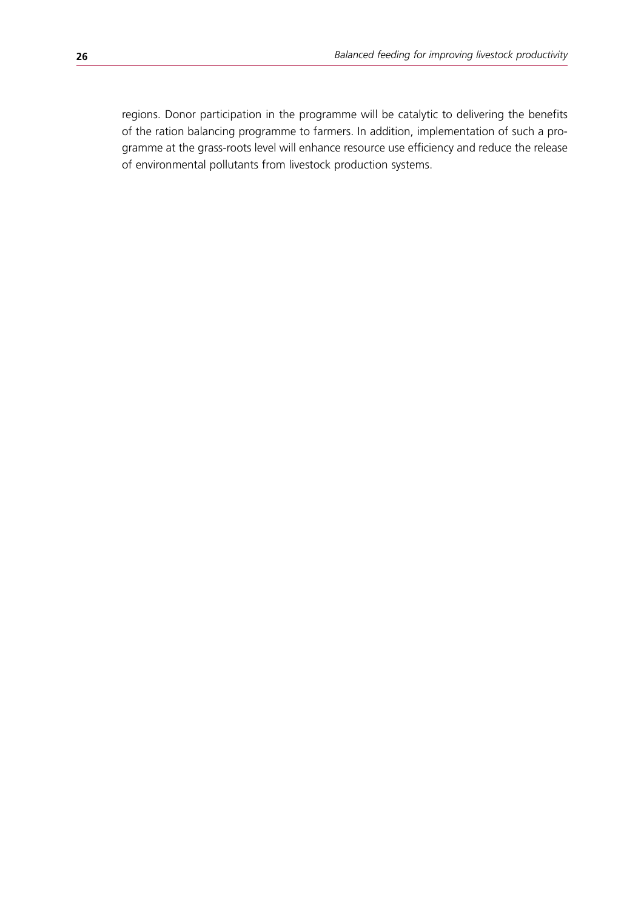regions. Donor participation in the programme will be catalytic to delivering the benefits of the ration balancing programme to farmers. In addition, implementation of such a programme at the grass-roots level will enhance resource use efficiency and reduce the release of environmental pollutants from livestock production systems.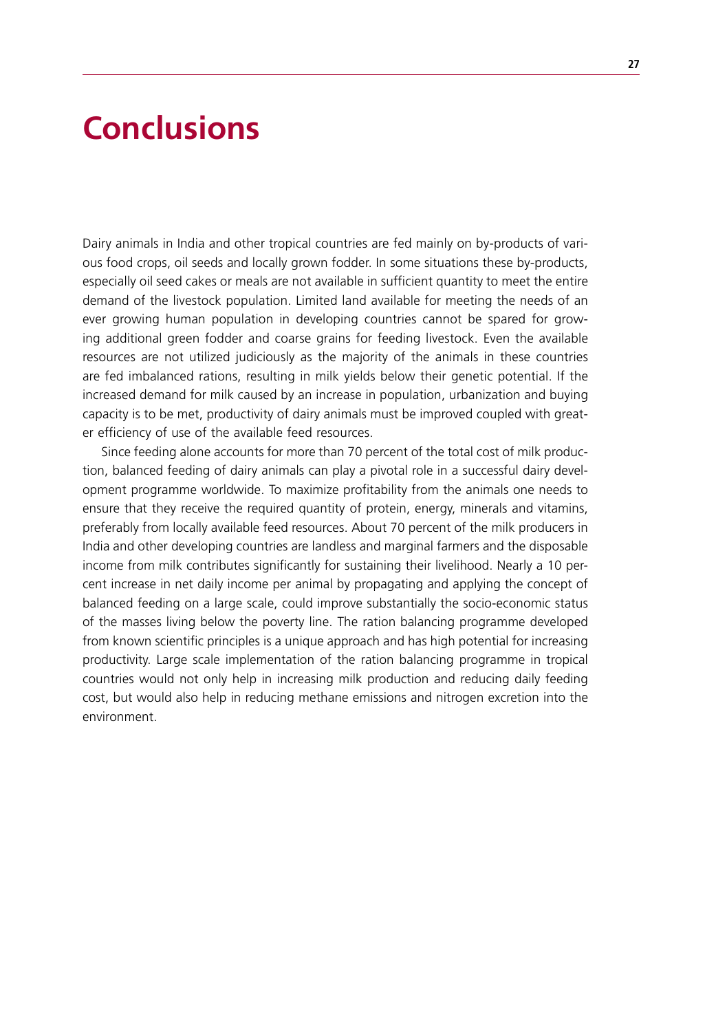# Conclusions

Dairy animals in India and other tropical countries are fed mainly on by-products of various food crops, oil seeds and locally grown fodder. In some situations these by-products, especially oil seed cakes or meals are not available in sufficient quantity to meet the entire demand of the livestock population. Limited land available for meeting the needs of an ever growing human population in developing countries cannot be spared for growing additional green fodder and coarse grains for feeding livestock. Even the available resources are not utilized judiciously as the majority of the animals in these countries are fed imbalanced rations, resulting in milk yields below their genetic potential. If the increased demand for milk caused by an increase in population, urbanization and buying capacity is to be met, productivity of dairy animals must be improved coupled with greater efficiency of use of the available feed resources.

Since feeding alone accounts for more than 70 percent of the total cost of milk production, balanced feeding of dairy animals can play a pivotal role in a successful dairy development programme worldwide. To maximize profitability from the animals one needs to ensure that they receive the required quantity of protein, energy, minerals and vitamins, preferably from locally available feed resources. About 70 percent of the milk producers in India and other developing countries are landless and marginal farmers and the disposable income from milk contributes significantly for sustaining their livelihood. Nearly a 10 percent increase in net daily income per animal by propagating and applying the concept of balanced feeding on a large scale, could improve substantially the socio-economic status of the masses living below the poverty line. The ration balancing programme developed from known scientific principles is a unique approach and has high potential for increasing productivity. Large scale implementation of the ration balancing programme in tropical countries would not only help in increasing milk production and reducing daily feeding cost, but would also help in reducing methane emissions and nitrogen excretion into the environment.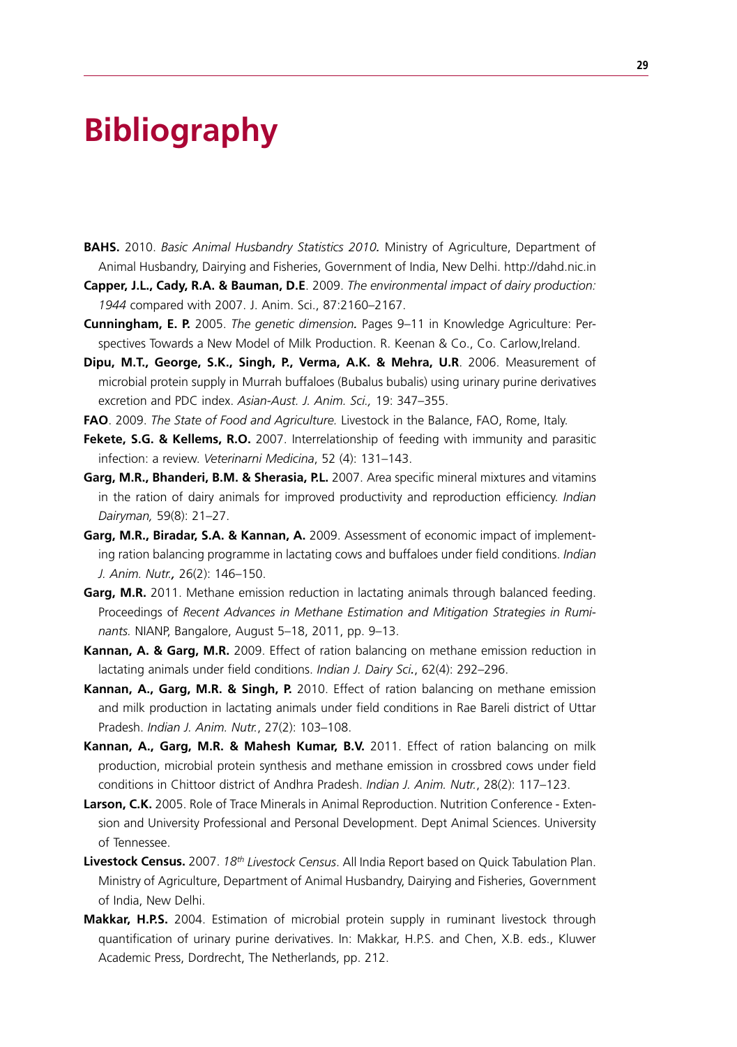# Bibliography

**BAHS.** 2010. *Basic Animal Husbandry Statistics 2010.* Ministry of Agriculture, Department of Animal Husbandry, Dairying and Fisheries, Government of India, New Delhi. http://dahd.nic.in

**Capper, J.L., Cady, R.A. & Bauman, D.E**. 2009. *The environmental impact of dairy production: 1944* compared with 2007. J. Anim. Sci., 87:2160–2167.

**Cunningham, E. P.** 2005. *The genetic dimension.* Pages 9–11 in Knowledge Agriculture: Perspectives Towards a New Model of Milk Production. R. Keenan & Co., Co. Carlow,Ireland.

**Dipu, M.T., George, S.K., Singh, P., Verma, A.K. & Mehra, U.R**. 2006. Measurement of microbial protein supply in Murrah buffaloes (Bubalus bubalis) using urinary purine derivatives excretion and PDC index. *Asian-Aust. J. Anim. Sci.,* 19: 347–355.

**FAO**. 2009. *The State of Food and Agriculture.* Livestock in the Balance, FAO, Rome, Italy.

**Fekete, S.G. & Kellems, R.O.** 2007. Interrelationship of feeding with immunity and parasitic infection: a review. *Veterinarni Medicina*, 52 (4): 131–143.

**Garg, M.R., Bhanderi, B.M. & Sherasia, P.L.** 2007. Area specific mineral mixtures and vitamins in the ration of dairy animals for improved productivity and reproduction efficiency. *Indian Dairyman,* 59(8): 21–27.

**Garg, M.R., Biradar, S.A. & Kannan, A.** 2009. Assessment of economic impact of implementing ration balancing programme in lactating cows and buffaloes under field conditions. *Indian J. Anim. Nutr.,* 26(2): 146–150.

**Garg, M.R.** 2011. Methane emission reduction in lactating animals through balanced feeding. Proceedings of *Recent Advances in Methane Estimation and Mitigation Strategies in Ruminants.* NIANP, Bangalore, August 5–18, 2011, pp. 9–13.

**Kannan, A. & Garg, M.R.** 2009. Effect of ration balancing on methane emission reduction in lactating animals under field conditions. *Indian J. Dairy Sci.*, 62(4): 292–296.

**Kannan, A., Garg, M.R. & Singh, P.** 2010. Effect of ration balancing on methane emission and milk production in lactating animals under field conditions in Rae Bareli district of Uttar Pradesh. *Indian J. Anim. Nutr.*, 27(2): 103–108.

**Kannan, A., Garg, M.R. & Mahesh Kumar, B.V.** 2011. Effect of ration balancing on milk production, microbial protein synthesis and methane emission in crossbred cows under field conditions in Chittoor district of Andhra Pradesh. *Indian J. Anim. Nutr.*, 28(2): 117–123.

**Larson, C.K.** 2005. Role of Trace Minerals in Animal Reproduction. Nutrition Conference - Extension and University Professional and Personal Development. Dept Animal Sciences. University of Tennessee.

**Livestock Census.** 2007. *18th Livestock Census*. All India Report based on Quick Tabulation Plan. Ministry of Agriculture, Department of Animal Husbandry, Dairying and Fisheries, Government of India, New Delhi.

**Makkar, H.P.S.** 2004. Estimation of microbial protein supply in ruminant livestock through quantification of urinary purine derivatives. In: Makkar, H.P.S. and Chen, X.B. eds., Kluwer Academic Press, Dordrecht, The Netherlands, pp. 212.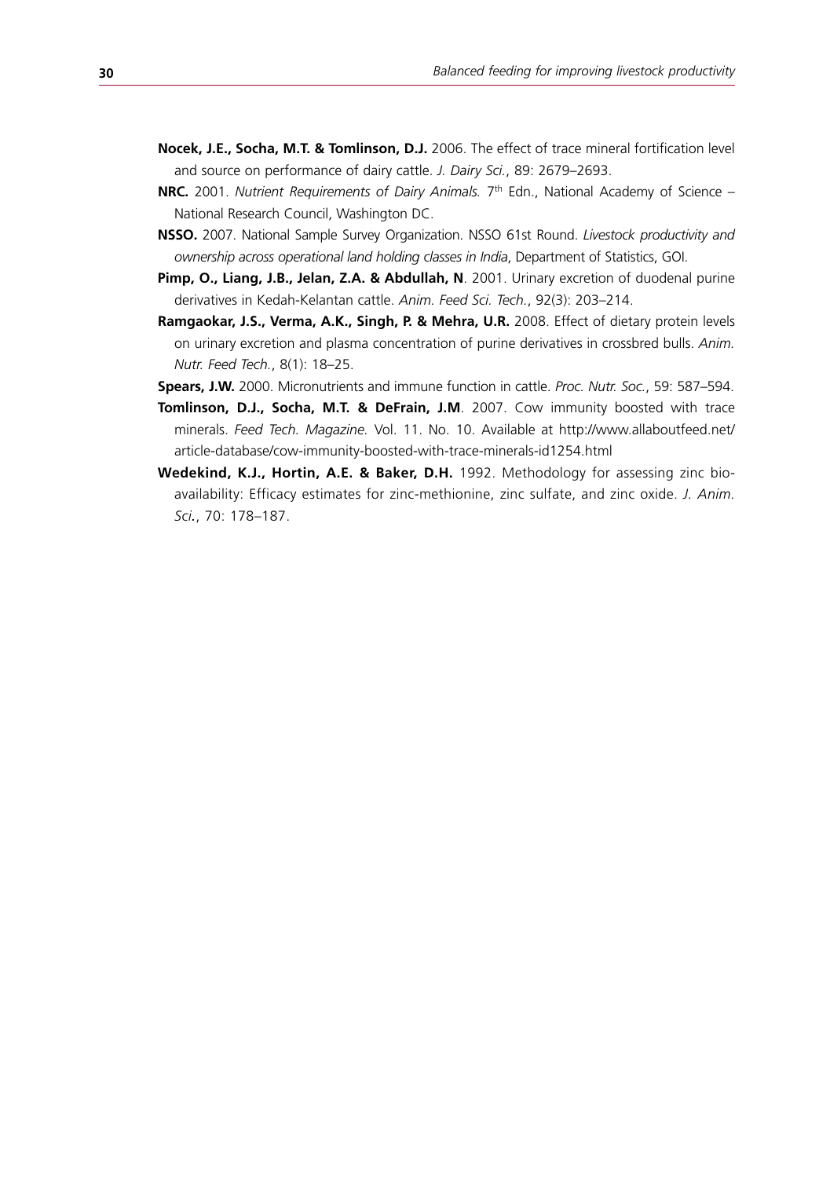**Nocek, J.E., Socha, M.T. & Tomlinson, D.J.** 2006. The effect of trace mineral fortification level and source on performance of dairy cattle. *J. Dairy Sci.*, 89: 2679–2693.

**NRC.** 2001. *Nutrient Requirements of Dairy Animals.* 7th Edn., National Academy of Science – National Research Council, Washington DC.

**NSSO.** 2007. National Sample Survey Organization. NSSO 61st Round. *Livestock productivity and ownership across operational land holding classes in India*, Department of Statistics, GOI.

**Pimp, O., Liang, J.B., Jelan, Z.A. & Abdullah, N**. 2001. Urinary excretion of duodenal purine derivatives in Kedah-Kelantan cattle. *Anim. Feed Sci. Tech.*, 92(3): 203–214.

**Ramgaokar, J.S., Verma, A.K., Singh, P. & Mehra, U.R.** 2008. Effect of dietary protein levels on urinary excretion and plasma concentration of purine derivatives in crossbred bulls. *Anim. Nutr. Feed Tech.*, 8(1): 18–25.

**Spears, J.W.** 2000. Micronutrients and immune function in cattle. *Proc. Nutr. Soc.*, 59: 587–594.

**Tomlinson, D.J., Socha, M.T. & DeFrain, J.M**. 2007. Cow immunity boosted with trace minerals. *Feed Tech. Magazine.* Vol. 11. No. 10. Available at http://www.allaboutfeed.net/article-database/cow-immunity-boosted-with-trace-minerals-id1254.html

**Wedekind, K.J., Hortin, A.E. & Baker, D.H.** 1992. Methodology for assessing zinc bioavailability: Efficacy estimates for zinc-methionine, zinc sulfate, and zinc oxide. *J. Anim. Sci.*, 70: 178–187.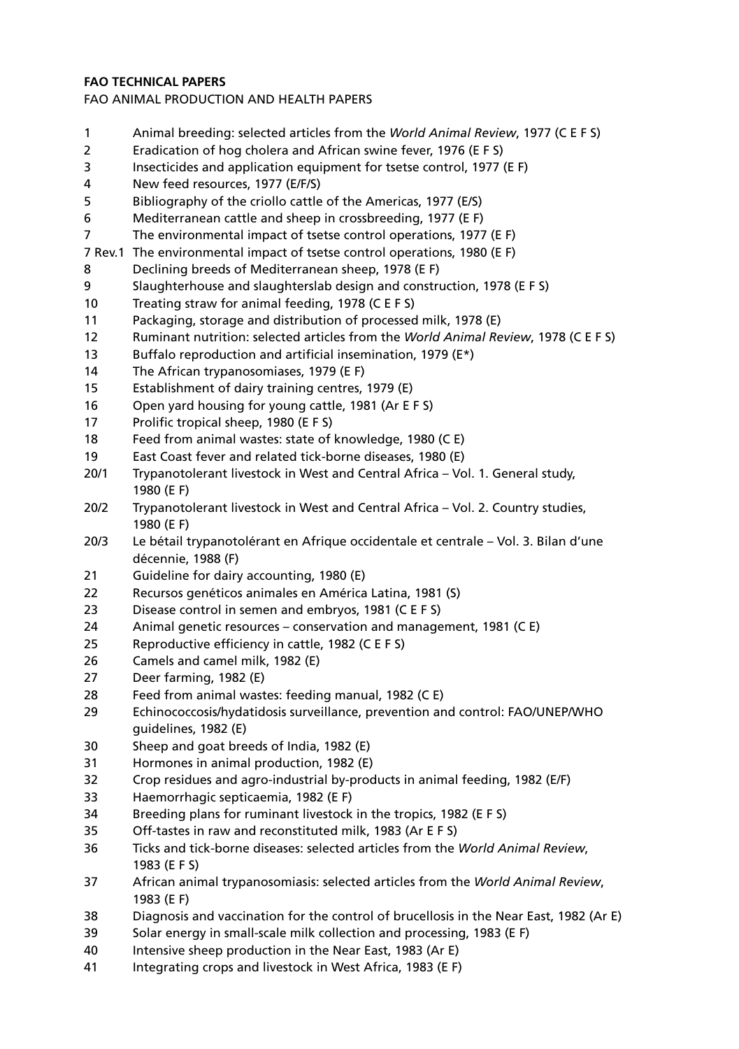**FAO TECHNICAL PAPERS**

FAO ANIMAL PRODUCTION AND HEALTH PAPERS

1 Animal breeding: selected articles from the *World Animal Review*, 1977 (C E F S)
2 Eradication of hog cholera and African swine fever, 1976 (E F S)
3 Insecticides and application equipment for tsetse control, 1977 (E F)
4 New feed resources, 1977 (E/F/S)
5 Bibliography of the criollo cattle of the Americas, 1977 (E/S)
6 Mediterranean cattle and sheep in crossbreeding, 1977 (E F)
7 The environmental impact of tsetse control operations, 1977 (E F)
7 Rev.1 The environmental impact of tsetse control operations, 1980 (E F)
8 Declining breeds of Mediterranean sheep, 1978 (E F)
9 Slaughterhouse and slaughterslab design and construction, 1978 (E F S)
10 Treating straw for animal feeding, 1978 (C E F S)
11 Packaging, storage and distribution of processed milk, 1978 (E)
12 Ruminant nutrition: selected articles from the *World Animal Review*, 1978 (C E F S)
13 Buffalo reproduction and artificial insemination, 1979 (E*)
14 The African trypanosomiases, 1979 (E F)
15 Establishment of dairy training centres, 1979 (E)
16 Open yard housing for young cattle, 1981 (Ar E F S)
17 Prolific tropical sheep, 1980 (E F S)
18 Feed from animal wastes: state of knowledge, 1980 (C E)
19 East Coast fever and related tick-borne diseases, 1980 (E)
20/1 Trypanotolerant livestock in West and Central Africa – Vol. 1. General study, 1980 (E F)
20/2 Trypanotolerant livestock in West and Central Africa – Vol. 2. Country studies, 1980 (E F)
20/3 Le bétail trypanotolérant en Afrique occidentale et centrale – Vol. 3. Bilan d'une décennie, 1988 (F)
21 Guideline for dairy accounting, 1980 (E)
22 Recursos genéticos animales en América Latina, 1981 (S)
23 Disease control in semen and embryos, 1981 (C E F S)
24 Animal genetic resources – conservation and management, 1981 (C E)
25 Reproductive efficiency in cattle, 1982 (C E F S)
26 Camels and camel milk, 1982 (E)
27 Deer farming, 1982 (E)
28 Feed from animal wastes: feeding manual, 1982 (C E)
29 Echinococcosis/hydatidosis surveillance, prevention and control: FAO/UNEP/WHO guidelines, 1982 (E)
30 Sheep and goat breeds of India, 1982 (E)
31 Hormones in animal production, 1982 (E)
32 Crop residues and agro-industrial by-products in animal feeding, 1982 (E/F)
33 Haemorrhagic septicaemia, 1982 (E F)
34 Breeding plans for ruminant livestock in the tropics, 1982 (E F S)
35 Off-tastes in raw and reconstituted milk, 1983 (Ar E F S)
36 Ticks and tick-borne diseases: selected articles from the *World Animal Review*, 1983 (E F S)
37 African animal trypanosomiasis: selected articles from the *World Animal Review*, 1983 (E F)
38 Diagnosis and vaccination for the control of brucellosis in the Near East, 1982 (Ar E)
39 Solar energy in small-scale milk collection and processing, 1983 (E F)
40 Intensive sheep production in the Near East, 1983 (Ar E)
41 Integrating crops and livestock in West Africa, 1983 (E F)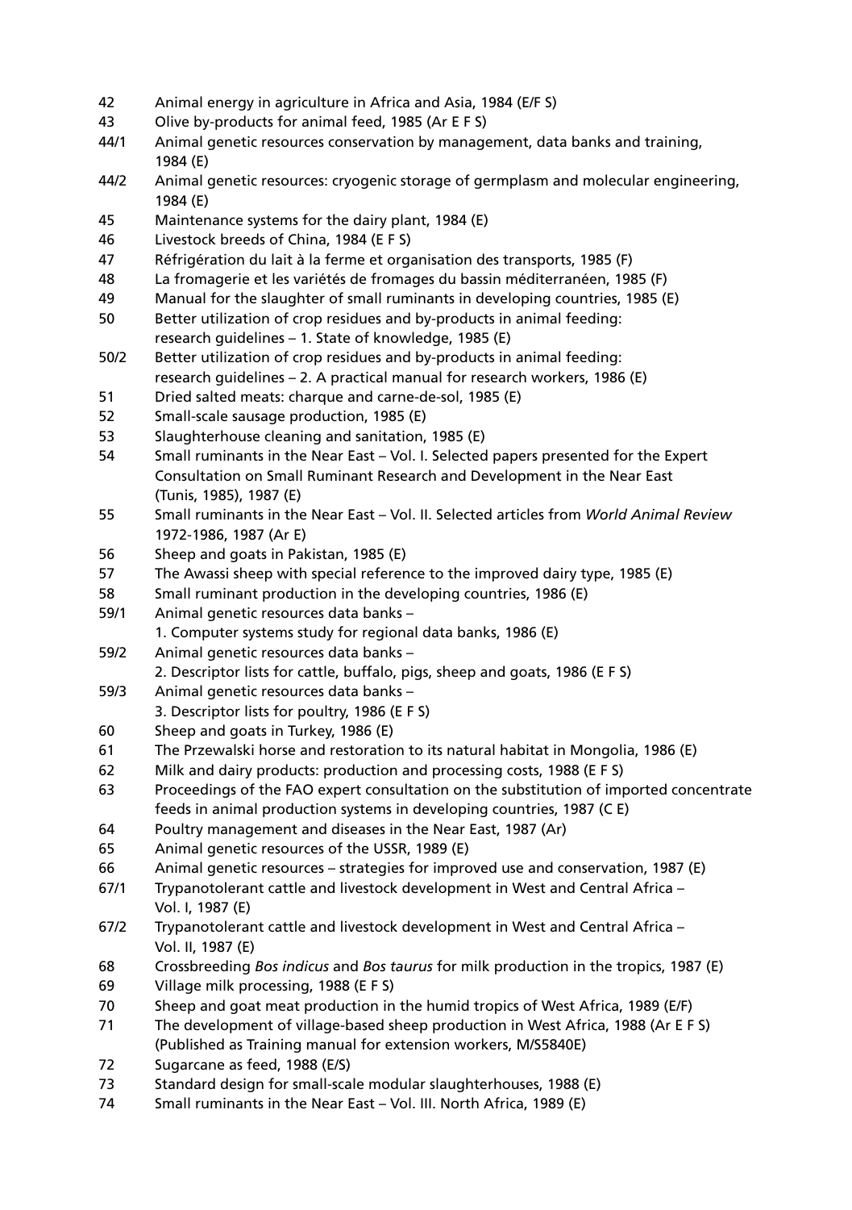42 Animal energy in agriculture in Africa and Asia, 1984 (E/F S)
43 Olive by-products for animal feed, 1985 (Ar E F S)
44/1 Animal genetic resources conservation by management, data banks and training, 1984 (E)
44/2 Animal genetic resources: cryogenic storage of germplasm and molecular engineering, 1984 (E)
45 Maintenance systems for the dairy plant, 1984 (E)
46 Livestock breeds of China, 1984 (E F S)
47 Réfrigération du lait à la ferme et organisation des transports, 1985 (F)
48 La fromagerie et les variétés de fromages du bassin méditerranéen, 1985 (F)
49 Manual for the slaughter of small ruminants in developing countries, 1985 (E)
50 Better utilization of crop residues and by-products in animal feeding: research guidelines – 1. State of knowledge, 1985 (E)
50/2 Better utilization of crop residues and by-products in animal feeding: research guidelines – 2. A practical manual for research workers, 1986 (E)
51 Dried salted meats: charque and carne-de-sol, 1985 (E)
52 Small-scale sausage production, 1985 (E)
53 Slaughterhouse cleaning and sanitation, 1985 (E)
54 Small ruminants in the Near East – Vol. I. Selected papers presented for the Expert Consultation on Small Ruminant Research and Development in the Near East (Tunis, 1985), 1987 (E)
55 Small ruminants in the Near East – Vol. II. Selected articles from *World Animal Review* 1972-1986, 1987 (Ar E)
56 Sheep and goats in Pakistan, 1985 (E)
57 The Awassi sheep with special reference to the improved dairy type, 1985 (E)
58 Small ruminant production in the developing countries, 1986 (E)
59/1 Animal genetic resources data banks – 1. Computer systems study for regional data banks, 1986 (E)
59/2 Animal genetic resources data banks – 2. Descriptor lists for cattle, buffalo, pigs, sheep and goats, 1986 (E F S)
59/3 Animal genetic resources data banks – 3. Descriptor lists for poultry, 1986 (E F S)
60 Sheep and goats in Turkey, 1986 (E)
61 The Przewalski horse and restoration to its natural habitat in Mongolia, 1986 (E)
62 Milk and dairy products: production and processing costs, 1988 (E F S)
63 Proceedings of the FAO expert consultation on the substitution of imported concentrate feeds in animal production systems in developing countries, 1987 (C E)
64 Poultry management and diseases in the Near East, 1987 (Ar)
65 Animal genetic resources of the USSR, 1989 (E)
66 Animal genetic resources – strategies for improved use and conservation, 1987 (E)
67/1 Trypanotolerant cattle and livestock development in West and Central Africa – Vol. I, 1987 (E)
67/2 Trypanotolerant cattle and livestock development in West and Central Africa – Vol. II, 1987 (E)
68 Crossbreeding *Bos indicus* and *Bos taurus* for milk production in the tropics, 1987 (E)
69 Village milk processing, 1988 (E F S)
70 Sheep and goat meat production in the humid tropics of West Africa, 1989 (E/F)
71 The development of village-based sheep production in West Africa, 1988 (Ar E F S) (Published as Training manual for extension workers, M/S5840E)
72 Sugarcane as feed, 1988 (E/S)
73 Standard design for small-scale modular slaughterhouses, 1988 (E)
74 Small ruminants in the Near East – Vol. III. North Africa, 1989 (E)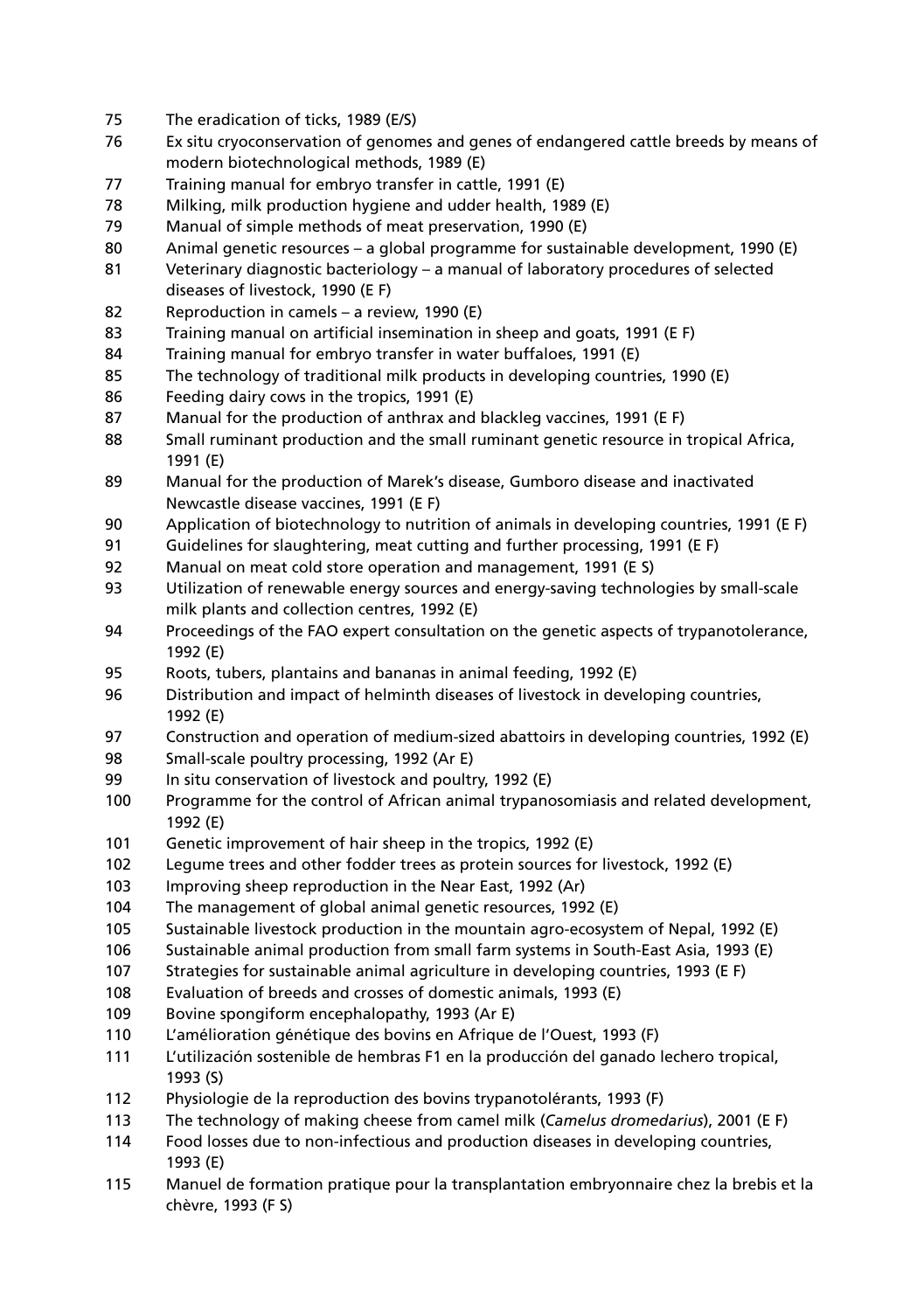75 The eradication of ticks, 1989 (E/S)
76 Ex situ cryoconservation of genomes and genes of endangered cattle breeds by means of modern biotechnological methods, 1989 (E)
77 Training manual for embryo transfer in cattle, 1991 (E)
78 Milking, milk production hygiene and udder health, 1989 (E)
79 Manual of simple methods of meat preservation, 1990 (E)
80 Animal genetic resources – a global programme for sustainable development, 1990 (E)
81 Veterinary diagnostic bacteriology – a manual of laboratory procedures of selected diseases of livestock, 1990 (E F)
82 Reproduction in camels – a review, 1990 (E)
83 Training manual on artificial insemination in sheep and goats, 1991 (E F)
84 Training manual for embryo transfer in water buffaloes, 1991 (E)
85 The technology of traditional milk products in developing countries, 1990 (E)
86 Feeding dairy cows in the tropics, 1991 (E)
87 Manual for the production of anthrax and blackleg vaccines, 1991 (E F)
88 Small ruminant production and the small ruminant genetic resource in tropical Africa, 1991 (E)
89 Manual for the production of Marek's disease, Gumboro disease and inactivated Newcastle disease vaccines, 1991 (E F)
90 Application of biotechnology to nutrition of animals in developing countries, 1991 (E F)
91 Guidelines for slaughtering, meat cutting and further processing, 1991 (E F)
92 Manual on meat cold store operation and management, 1991 (E S)
93 Utilization of renewable energy sources and energy-saving technologies by small-scale milk plants and collection centres, 1992 (E)
94 Proceedings of the FAO expert consultation on the genetic aspects of trypanotolerance, 1992 (E)
95 Roots, tubers, plantains and bananas in animal feeding, 1992 (E)
96 Distribution and impact of helminth diseases of livestock in developing countries, 1992 (E)
97 Construction and operation of medium-sized abattoirs in developing countries, 1992 (E)
98 Small-scale poultry processing, 1992 (Ar E)
99 In situ conservation of livestock and poultry, 1992 (E)
100 Programme for the control of African animal trypanosomiasis and related development, 1992 (E)
101 Genetic improvement of hair sheep in the tropics, 1992 (E)
102 Legume trees and other fodder trees as protein sources for livestock, 1992 (E)
103 Improving sheep reproduction in the Near East, 1992 (Ar)
104 The management of global animal genetic resources, 1992 (E)
105 Sustainable livestock production in the mountain agro-ecosystem of Nepal, 1992 (E)
106 Sustainable animal production from small farm systems in South-East Asia, 1993 (E)
107 Strategies for sustainable animal agriculture in developing countries, 1993 (E F)
108 Evaluation of breeds and crosses of domestic animals, 1993 (E)
109 Bovine spongiform encephalopathy, 1993 (Ar E)
110 L'amélioration génétique des bovins en Afrique de l'Ouest, 1993 (F)
111 L'utilización sostenible de hembras F1 en la producción del ganado lechero tropical, 1993 (S)
112 Physiologie de la reproduction des bovins trypanotolérants, 1993 (F)
113 The technology of making cheese from camel milk (*Camelus dromedarius*), 2001 (E F)
114 Food losses due to non-infectious and production diseases in developing countries, 1993 (E)
115 Manuel de formation pratique pour la transplantation embryonnaire chez la brebis et la chèvre, 1993 (F S)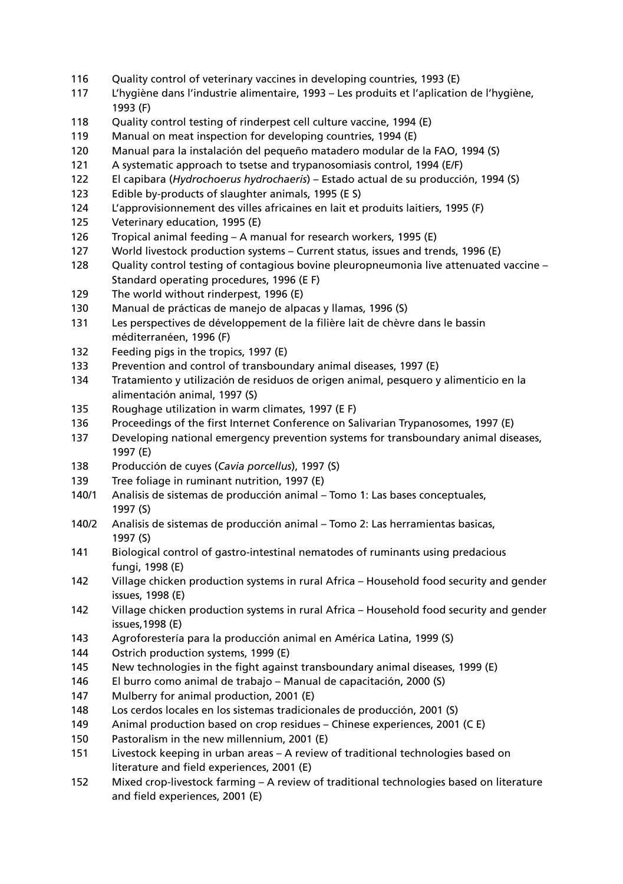116 Quality control of veterinary vaccines in developing countries, 1993 (E)
117 L'hygiène dans l'industrie alimentaire, 1993 – Les produits et l'aplication de l'hygiène, 1993 (F)
118 Quality control testing of rinderpest cell culture vaccine, 1994 (E)
119 Manual on meat inspection for developing countries, 1994 (E)
120 Manual para la instalación del pequeño matadero modular de la FAO, 1994 (S)
121 A systematic approach to tsetse and trypanosomiasis control, 1994 (E/F)
122 El capibara (*Hydrochoerus hydrochaeris*) – Estado actual de su producción, 1994 (S)
123 Edible by-products of slaughter animals, 1995 (E S)
124 L'approvisionnement des villes africaines en lait et produits laitiers, 1995 (F)
125 Veterinary education, 1995 (E)
126 Tropical animal feeding – A manual for research workers, 1995 (E)
127 World livestock production systems – Current status, issues and trends, 1996 (E)
128 Quality control testing of contagious bovine pleuropneumonia live attenuated vaccine – Standard operating procedures, 1996 (E F)
129 The world without rinderpest, 1996 (E)
130 Manual de prácticas de manejo de alpacas y llamas, 1996 (S)
131 Les perspectives de développement de la filière lait de chèvre dans le bassin méditerranéen, 1996 (F)
132 Feeding pigs in the tropics, 1997 (E)
133 Prevention and control of transboundary animal diseases, 1997 (E)
134 Tratamiento y utilización de residuos de origen animal, pesquero y alimenticio en la alimentación animal, 1997 (S)
135 Roughage utilization in warm climates, 1997 (E F)
136 Proceedings of the first Internet Conference on Salivarian Trypanosomes, 1997 (E)
137 Developing national emergency prevention systems for transboundary animal diseases, 1997 (E)
138 Producción de cuyes (*Cavia porcellus*), 1997 (S)
139 Tree foliage in ruminant nutrition, 1997 (E)
140/1 Analisis de sistemas de producción animal – Tomo 1: Las bases conceptuales, 1997 (S)
140/2 Analisis de sistemas de producción animal – Tomo 2: Las herramientas basicas, 1997 (S)
141 Biological control of gastro-intestinal nematodes of ruminants using predacious fungi, 1998 (E)
142 Village chicken production systems in rural Africa – Household food security and gender issues, 1998 (E)
142 Village chicken production systems in rural Africa – Household food security and gender issues,1998 (E)
143 Agroforestería para la producción animal en América Latina, 1999 (S)
144 Ostrich production systems, 1999 (E)
145 New technologies in the fight against transboundary animal diseases, 1999 (E)
146 El burro como animal de trabajo – Manual de capacitación, 2000 (S)
147 Mulberry for animal production, 2001 (E)
148 Los cerdos locales en los sistemas tradicionales de producción, 2001 (S)
149 Animal production based on crop residues – Chinese experiences, 2001 (C E)
150 Pastoralism in the new millennium, 2001 (E)
151 Livestock keeping in urban areas – A review of traditional technologies based on literature and field experiences, 2001 (E)
152 Mixed crop-livestock farming – A review of traditional technologies based on literature and field experiences, 2001 (E)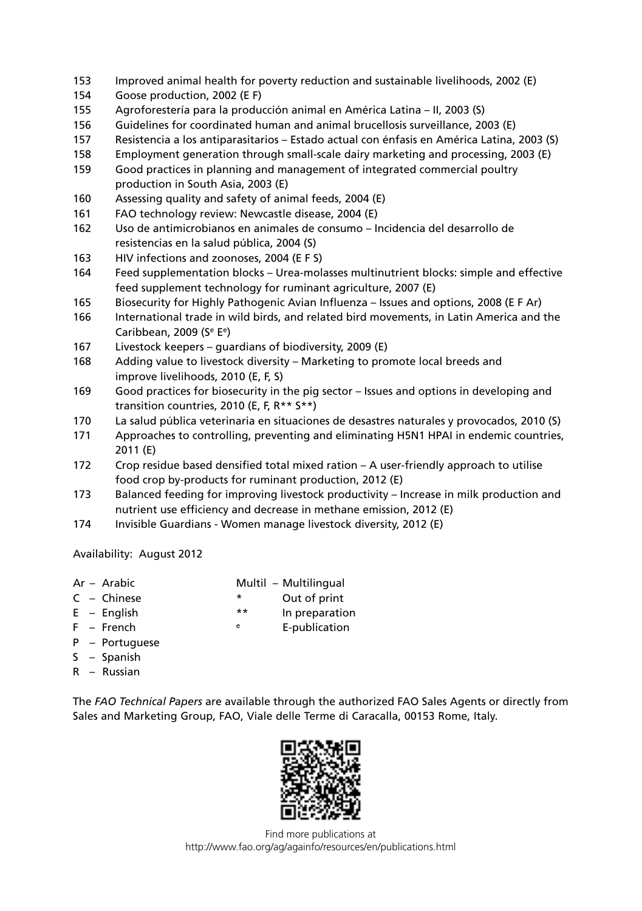153 Improved animal health for poverty reduction and sustainable livelihoods, 2002 (E)
154 Goose production, 2002 (E F)
155 Agroforestería para la producción animal en América Latina – II, 2003 (S)
156 Guidelines for coordinated human and animal brucellosis surveillance, 2003 (E)
157 Resistencia a los antiparasitarios – Estado actual con énfasis en América Latina, 2003 (S)
158 Employment generation through small-scale dairy marketing and processing, 2003 (E)
159 Good practices in planning and management of integrated commercial poultry production in South Asia, 2003 (E)
160 Assessing quality and safety of animal feeds, 2004 (E)
161 FAO technology review: Newcastle disease, 2004 (E)
162 Uso de antimicrobianos en animales de consumo – Incidencia del desarrollo de resistencias en la salud pública, 2004 (S)
163 HIV infections and zoonoses, 2004 (E F S)
164 Feed supplementation blocks – Urea-molasses multinutrient blocks: simple and effective feed supplement technology for ruminant agriculture, 2007 (E)
165 Biosecurity for Highly Pathogenic Avian Influenza – Issues and options, 2008 (E F Ar)
166 International trade in wild birds, and related bird movements, in Latin America and the Caribbean, 2009 (S[e] E[e])
167 Livestock keepers – guardians of biodiversity, 2009 (E)
168 Adding value to livestock diversity – Marketing to promote local breeds and improve livelihoods, 2010 (E, F, S)
169 Good practices for biosecurity in the pig sector – Issues and options in developing and transition countries, 2010 (E, F, R** S**)
170 La salud pública veterinaria en situaciones de desastres naturales y provocados, 2010 (S)
171 Approaches to controlling, preventing and eliminating H5N1 HPAI in endemic countries, 2011 (E)
172 Crop residue based densified total mixed ration – A user-friendly approach to utilise food crop by-products for ruminant production, 2012 (E)
173 Balanced feeding for improving livestock productivity – Increase in milk production and nutrient use efficiency and decrease in methane emission, 2012 (E)
174 Invisible Guardians - Women manage livestock diversity, 2012 (E)

Availability: August 2012

Ar – Arabic
C – Chinese
E – English
F – French
P – Portuguese
S – Spanish
R – Russian

Multil – Multilingual
\* Out of print
\*\* In preparation
[e] E-publication

The *FAO Technical Papers* are available through the authorized FAO Sales Agents or directly from Sales and Marketing Group, FAO, Viale delle Terme di Caracalla, 00153 Rome, Italy.

Find more publications at
http://www.fao.org/ag/againfo/resources/en/publications.html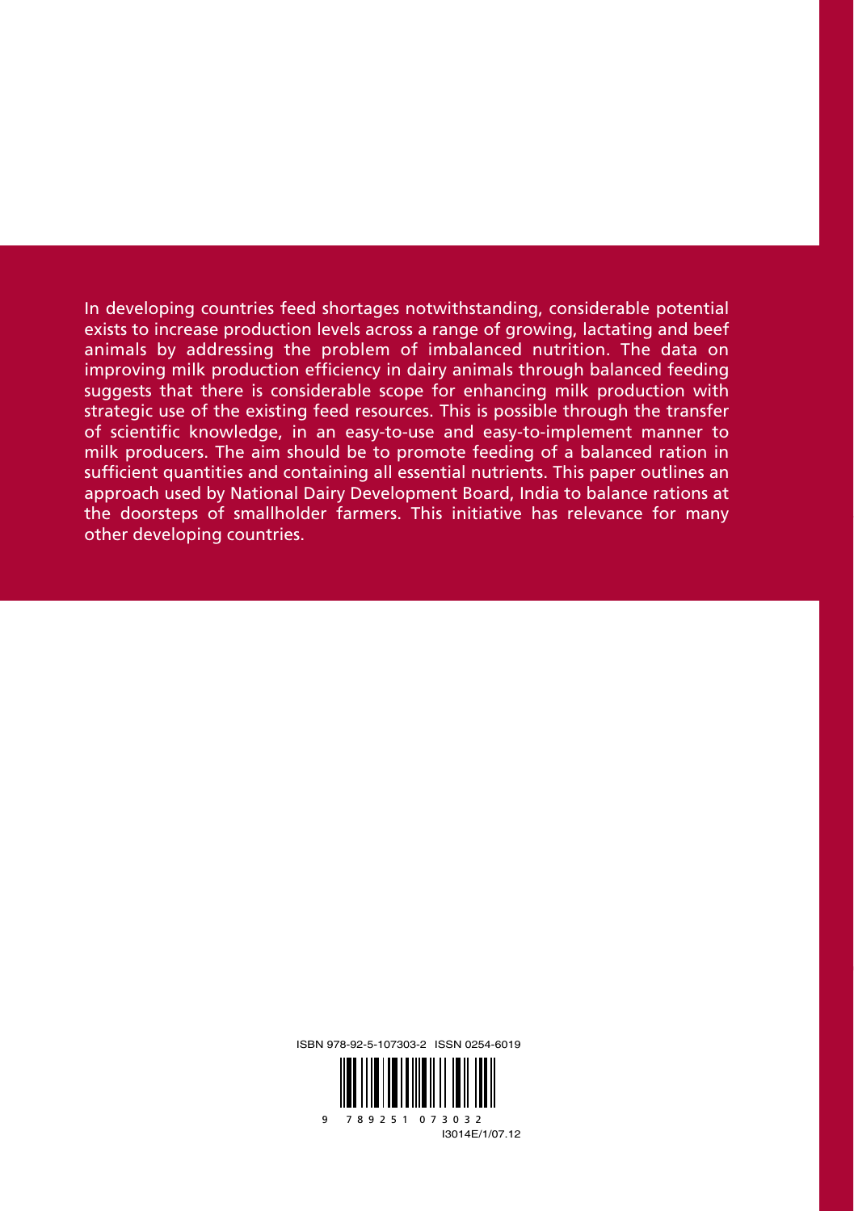In developing countries feed shortages notwithstanding, considerable potential exists to increase production levels across a range of growing, lactating and beef animals by addressing the problem of imbalanced nutrition. The data on improving milk production efficiency in dairy animals through balanced feeding suggests that there is considerable scope for enhancing milk production with strategic use of the existing feed resources. This is possible through the transfer of scientific knowledge, in an easy-to-use and easy-to-implement manner to milk producers. The aim should be to promote feeding of a balanced ration in sufficient quantities and containing all essential nutrients. This paper outlines an approach used by National Dairy Development Board, India to balance rations at the doorsteps of smallholder farmers. This initiative has relevance for many other developing countries.

ISBN 978-92-5-107303-2 ISSN 0254-6019

9 789251 073032

I3014E/1/07.12